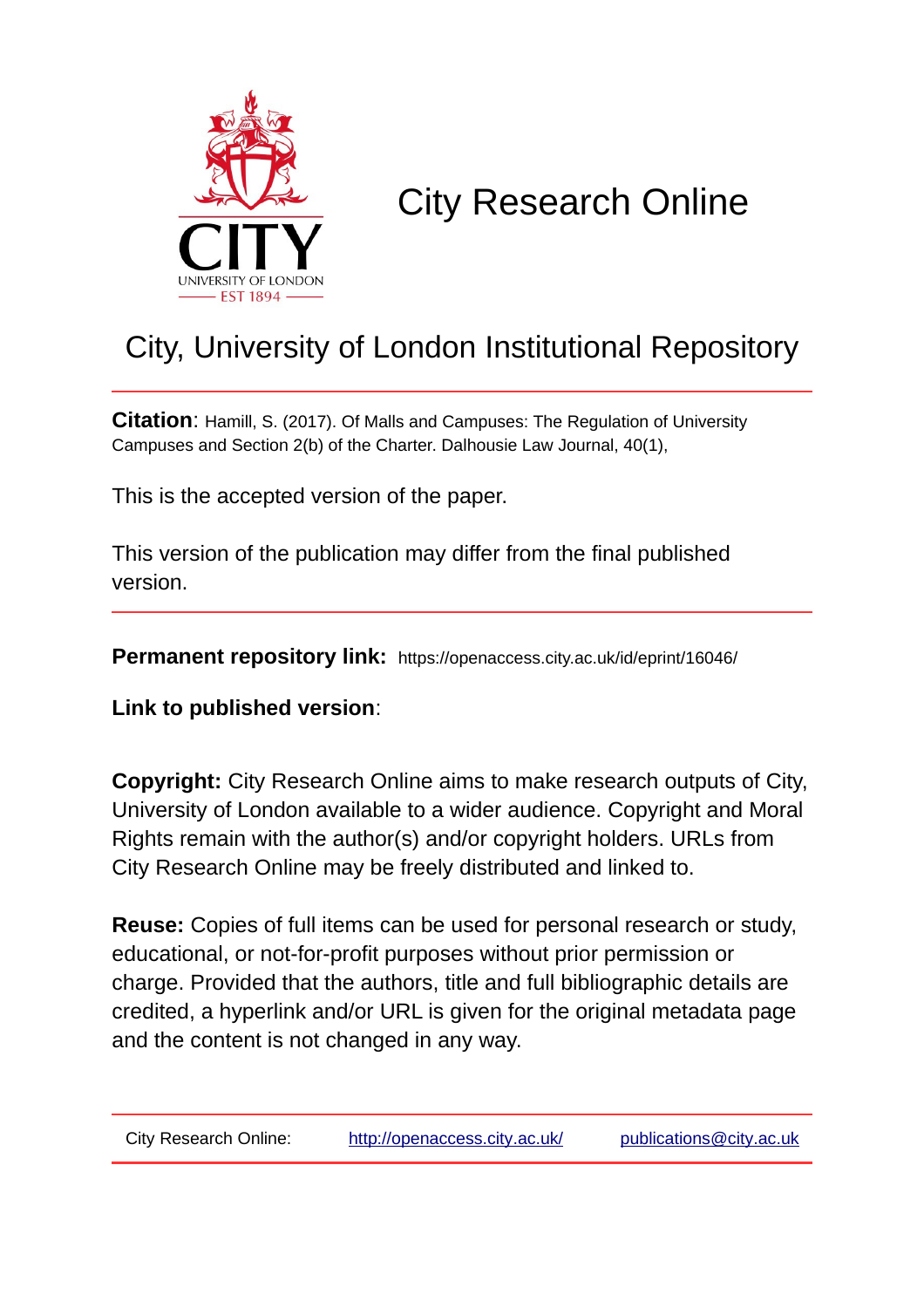# City Research Online

## City, University of London Institutional Repository

**Citation**: Hamill, S. (2017). Of Malls and Campuses: The Regulation of University Campuses and Section 2(b) of the Charter. Dalhousie Law Journal, 40(1),

This is the accepted version of the paper.

This version of the publication may differ from the final published version.

**Permanent repository link:** https://openaccess.city.ac.uk/id/eprint/16046/

**Link to published version**:

**Copyright:** City Research Online aims to make research outputs of City, University of London available to a wider audience. Copyright and Moral Rights remain with the author(s) and/or copyright holders. URLs from City Research Online may be freely distributed and linked to.

**Reuse:** Copies of full items can be used for personal research or study, educational, or not-for-profit purposes without prior permission or charge. Provided that the authors, title and full bibliographic details are credited, a hyperlink and/or URL is given for the original metadata page and the content is not changed in any way.

City Research Online: http://openaccess.city.ac.uk/ publications@city.ac.uk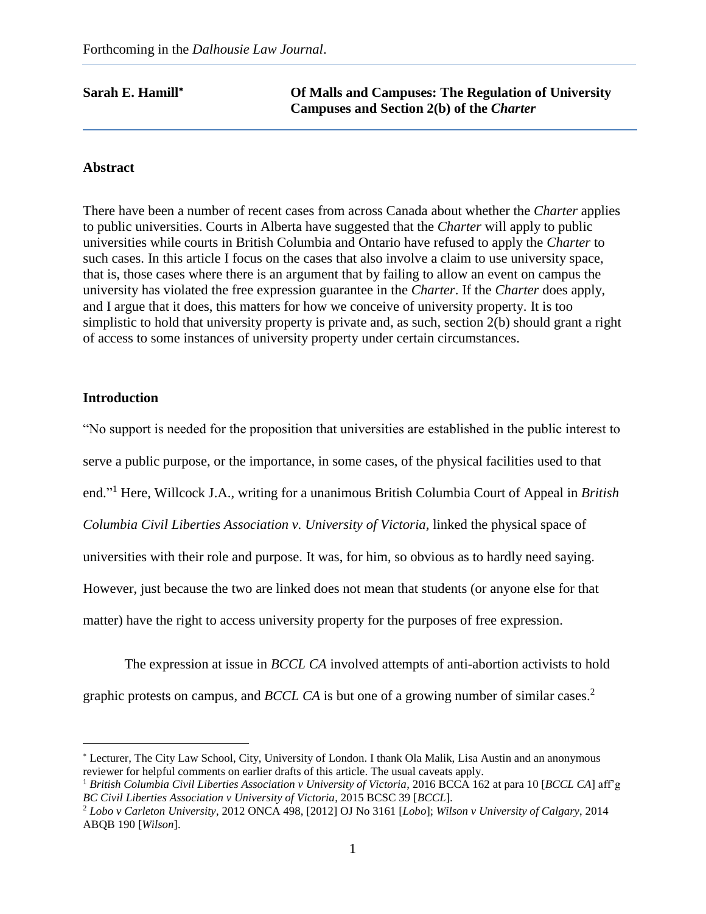Forthcoming in the *Dalhousie Law Journal*.

**Sarah E. Hamill**[*] **Of Malls and Campuses: The Regulation of University Campuses and Section 2(b) of the *Charter***

## Abstract

There have been a number of recent cases from across Canada about whether the *Charter* applies to public universities. Courts in Alberta have suggested that the *Charter* will apply to public universities while courts in British Columbia and Ontario have refused to apply the *Charter* to such cases. In this article I focus on the cases that also involve a claim to use university space, that is, those cases where there is an argument that by failing to allow an event on campus the university has violated the free expression guarantee in the *Charter*. If the *Charter* does apply, and I argue that it does, this matters for how we conceive of university property. It is too simplistic to hold that university property is private and, as such, section 2(b) should grant a right of access to some instances of university property under certain circumstances.

## Introduction

"No support is needed for the proposition that universities are established in the public interest to serve a public purpose, or the importance, in some cases, of the physical facilities used to that end."[1] Here, Willcock J.A., writing for a unanimous British Columbia Court of Appeal in *British Columbia Civil Liberties Association v. University of Victoria*, linked the physical space of universities with their role and purpose. It was, for him, so obvious as to hardly need saying. However, just because the two are linked does not mean that students (or anyone else for that matter) have the right to access university property for the purposes of free expression.

The expression at issue in *BCCL CA* involved attempts of anti-abortion activists to hold graphic protests on campus, and *BCCL CA* is but one of a growing number of similar cases.[2]

---

[*] Lecturer, The City Law School, City, University of London. I thank Ola Malik, Lisa Austin and an anonymous reviewer for helpful comments on earlier drafts of this article. The usual caveats apply.

[1] *British Columbia Civil Liberties Association v University of Victoria*, 2016 BCCA 162 at para 10 [*BCCL CA*] aff'g *BC Civil Liberties Association v University of Victoria*, 2015 BCSC 39 [*BCCL*].

[2] *Lobo v Carleton University*, 2012 ONCA 498, [2012] OJ No 3161 [*Lobo*]; *Wilson v University of Calgary*, 2014 ABQB 190 [*Wilson*].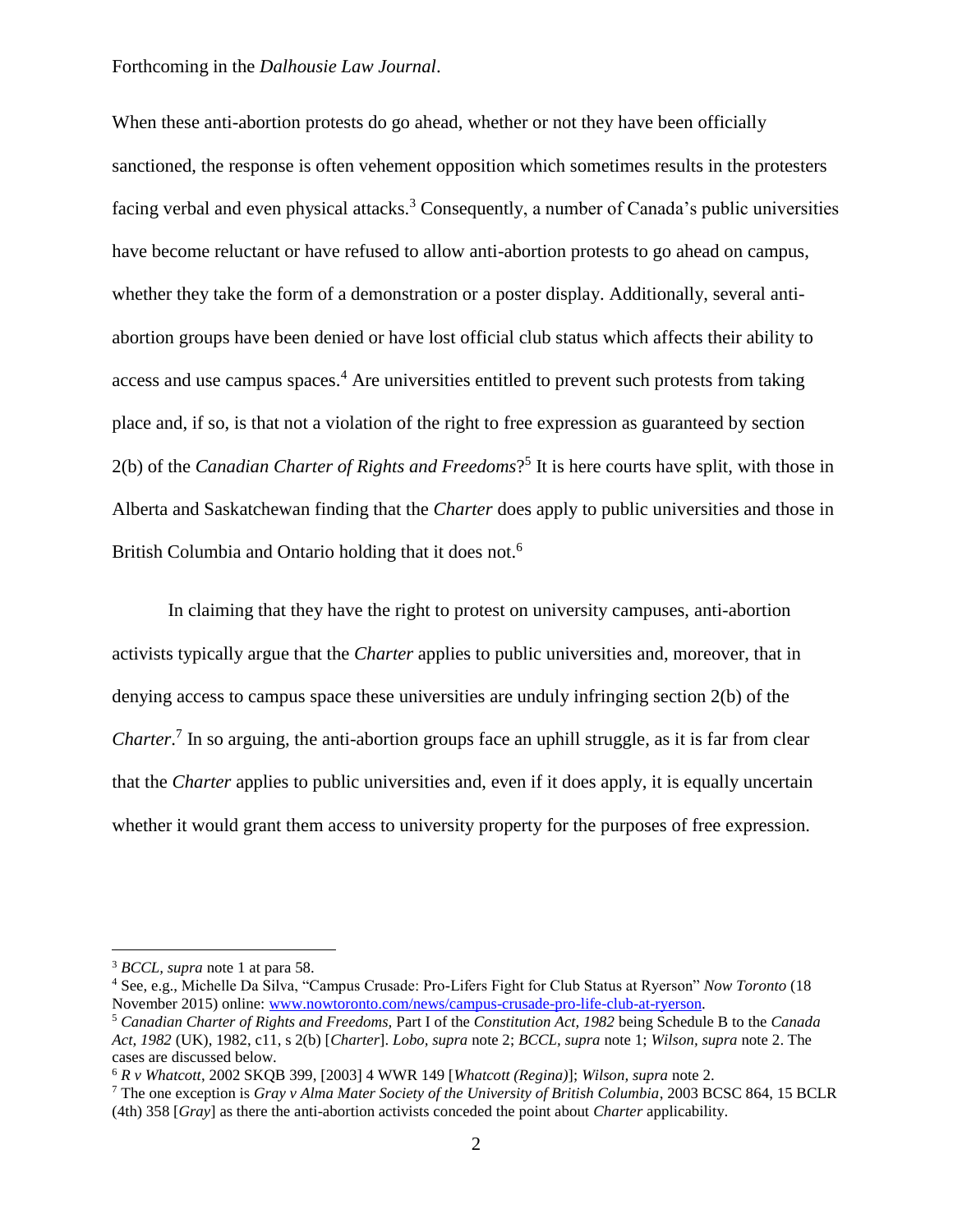When these anti-abortion protests do go ahead, whether or not they have been officially sanctioned, the response is often vehement opposition which sometimes results in the protesters facing verbal and even physical attacks.[3] Consequently, a number of Canada's public universities have become reluctant or have refused to allow anti-abortion protests to go ahead on campus, whether they take the form of a demonstration or a poster display. Additionally, several anti-abortion groups have been denied or have lost official club status which affects their ability to access and use campus spaces.[4] Are universities entitled to prevent such protests from taking place and, if so, is that not a violation of the right to free expression as guaranteed by section 2(b) of the *Canadian Charter of Rights and Freedoms*?[5] It is here courts have split, with those in Alberta and Saskatchewan finding that the *Charter* does apply to public universities and those in British Columbia and Ontario holding that it does not.[6]

In claiming that they have the right to protest on university campuses, anti-abortion activists typically argue that the *Charter* applies to public universities and, moreover, that in denying access to campus space these universities are unduly infringing section 2(b) of the *Charter*.[7] In so arguing, the anti-abortion groups face an uphill struggle, as it is far from clear that the *Charter* applies to public universities and, even if it does apply, it is equally uncertain whether it would grant them access to university property for the purposes of free expression.

---

[3] *BCCL*, *supra* note 1 at para 58.

[4] See, e.g., Michelle Da Silva, "Campus Crusade: Pro-Lifers Fight for Club Status at Ryerson" *Now Toronto* (18 November 2015) online: www.nowtoronto.com/news/campus-crusade-pro-life-club-at-ryerson.

[5] *Canadian Charter of Rights and Freedoms*, Part I of the *Constitution Act, 1982* being Schedule B to the *Canada Act, 1982* (UK), 1982, c11, s 2(b) [*Charter*]. *Lobo*, *supra* note 2; *BCCL*, *supra* note 1; *Wilson*, *supra* note 2. The cases are discussed below.

[6] *R v Whatcott*, 2002 SKQB 399, [2003] 4 WWR 149 [*Whatcott (Regina)*]; *Wilson*, *supra* note 2.

[7] The one exception is *Gray v Alma Mater Society of the University of British Columbia*, 2003 BCSC 864, 15 BCLR (4th) 358 [*Gray*] as there the anti-abortion activists conceded the point about *Charter* applicability.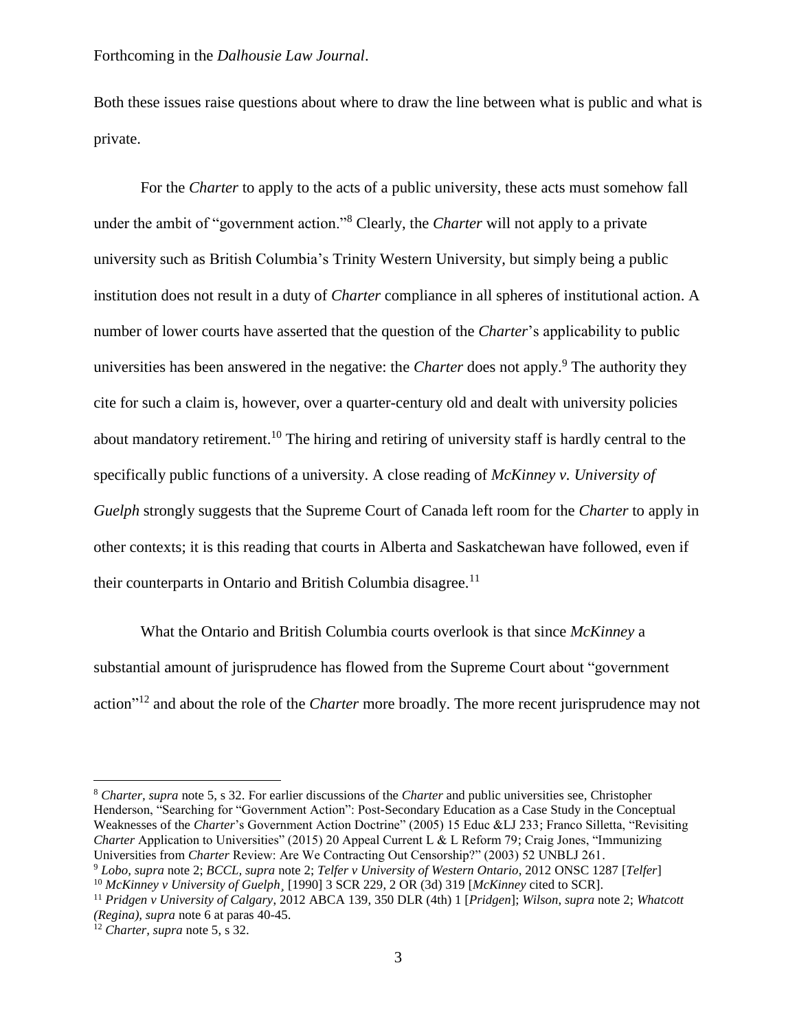Both these issues raise questions about where to draw the line between what is public and what is private.

For the *Charter* to apply to the acts of a public university, these acts must somehow fall under the ambit of "government action."[8] Clearly, the *Charter* will not apply to a private university such as British Columbia's Trinity Western University, but simply being a public institution does not result in a duty of *Charter* compliance in all spheres of institutional action. A number of lower courts have asserted that the question of the *Charter*'s applicability to public universities has been answered in the negative: the *Charter* does not apply.[9] The authority they cite for such a claim is, however, over a quarter-century old and dealt with university policies about mandatory retirement.[10] The hiring and retiring of university staff is hardly central to the specifically public functions of a university. A close reading of *McKinney v. University of Guelph* strongly suggests that the Supreme Court of Canada left room for the *Charter* to apply in other contexts; it is this reading that courts in Alberta and Saskatchewan have followed, even if their counterparts in Ontario and British Columbia disagree.[11]

What the Ontario and British Columbia courts overlook is that since *McKinney* a substantial amount of jurisprudence has flowed from the Supreme Court about "government action"[12] and about the role of the *Charter* more broadly. The more recent jurisprudence may not

---

[8] *Charter, supra* note 5, s 32. For earlier discussions of the *Charter* and public universities see, Christopher Henderson, "Searching for "Government Action": Post-Secondary Education as a Case Study in the Conceptual Weaknesses of the *Charter*'s Government Action Doctrine" (2005) 15 Educ &LJ 233; Franco Silletta, "Revisiting *Charter* Application to Universities" (2015) 20 Appeal Current L & L Reform 79; Craig Jones, "Immunizing Universities from *Charter* Review: Are We Contracting Out Censorship?" (2003) 52 UNBLJ 261.

[9] *Lobo, supra* note 2; *BCCL, supra* note 2; *Telfer v University of Western Ontario*, 2012 ONSC 1287 [*Telfer*]

[10] *McKinney v University of Guelph*¸ [1990] 3 SCR 229, 2 OR (3d) 319 [*McKinney* cited to SCR].

[11] *Pridgen v University of Calgary*, 2012 ABCA 139, 350 DLR (4th) 1 [*Pridgen*]; *Wilson, supra* note 2; *Whatcott (Regina), supra* note 6 at paras 40-45.

[12] *Charter, supra* note 5, s 32.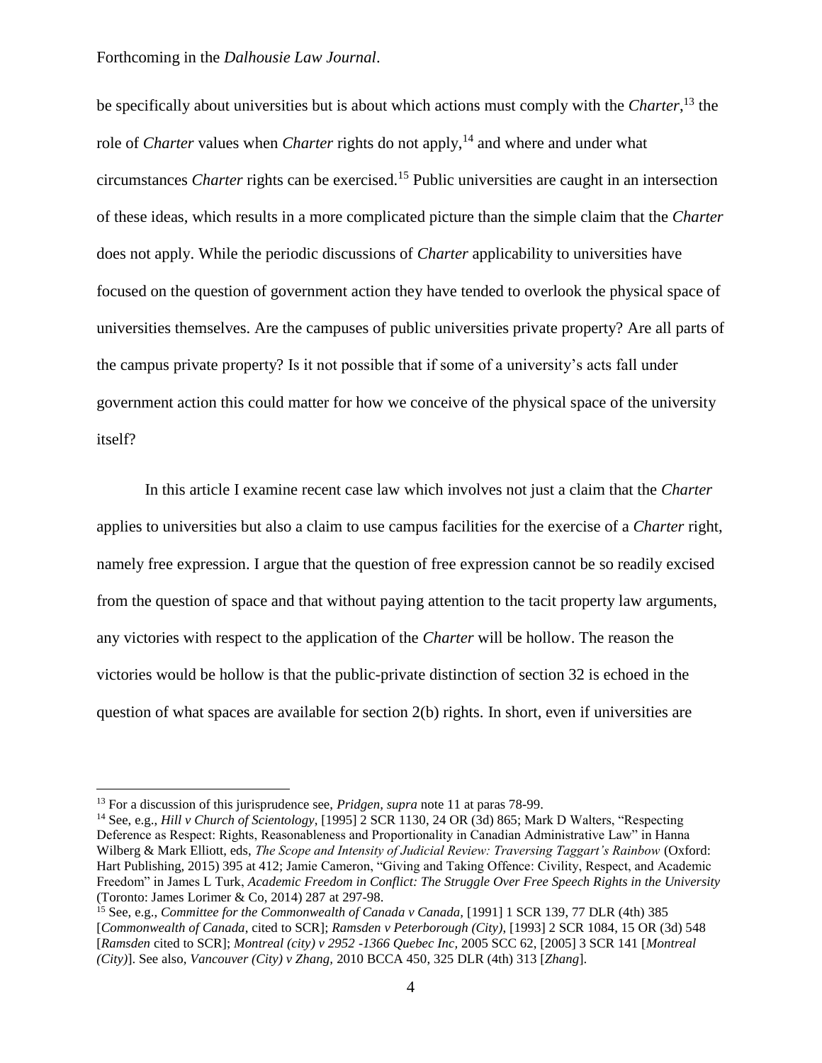be specifically about universities but is about which actions must comply with the *Charter*,[13] the role of *Charter* values when *Charter* rights do not apply,[14] and where and under what circumstances *Charter* rights can be exercised.[15] Public universities are caught in an intersection of these ideas, which results in a more complicated picture than the simple claim that the *Charter* does not apply. While the periodic discussions of *Charter* applicability to universities have focused on the question of government action they have tended to overlook the physical space of universities themselves. Are the campuses of public universities private property? Are all parts of the campus private property? Is it not possible that if some of a university's acts fall under government action this could matter for how we conceive of the physical space of the university itself?

In this article I examine recent case law which involves not just a claim that the *Charter* applies to universities but also a claim to use campus facilities for the exercise of a *Charter* right, namely free expression. I argue that the question of free expression cannot be so readily excised from the question of space and that without paying attention to the tacit property law arguments, any victories with respect to the application of the *Charter* will be hollow. The reason the victories would be hollow is that the public-private distinction of section 32 is echoed in the question of what spaces are available for section 2(b) rights. In short, even if universities are

---

[13] For a discussion of this jurisprudence see, *Pridgen, supra* note 11 at paras 78-99.

[14] See, e.g., *Hill v Church of Scientology*, [1995] 2 SCR 1130, 24 OR (3d) 865; Mark D Walters, "Respecting Deference as Respect: Rights, Reasonableness and Proportionality in Canadian Administrative Law" in Hanna Wilberg & Mark Elliott, eds, *The Scope and Intensity of Judicial Review: Traversing Taggart's Rainbow* (Oxford: Hart Publishing, 2015) 395 at 412; Jamie Cameron, "Giving and Taking Offence: Civility, Respect, and Academic Freedom" in James L Turk, *Academic Freedom in Conflict: The Struggle Over Free Speech Rights in the University* (Toronto: James Lorimer & Co, 2014) 287 at 297-98.

[15] See, e.g., *Committee for the Commonwealth of Canada v Canada,* [1991] 1 SCR 139, 77 DLR (4th) 385 [*Commonwealth of Canada*, cited to SCR]; *Ramsden v Peterborough (City)*, [1993] 2 SCR 1084, 15 OR (3d) 548 [*Ramsden* cited to SCR]; *Montreal (city) v 2952 -1366 Quebec Inc*, 2005 SCC 62, [2005] 3 SCR 141 [*Montreal (City)*]. See also, *Vancouver (City) v Zhang*, 2010 BCCA 450, 325 DLR (4th) 313 [*Zhang*].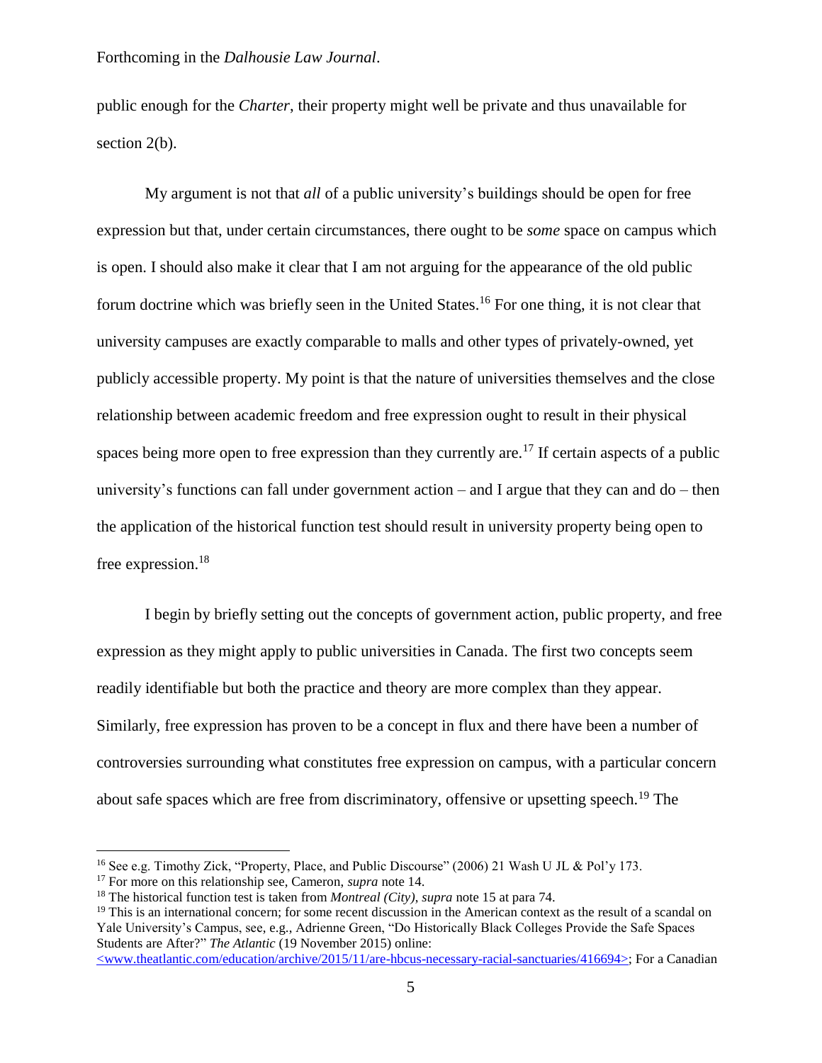public enough for the *Charter*, their property might well be private and thus unavailable for section 2(b).

My argument is not that *all* of a public university's buildings should be open for free expression but that, under certain circumstances, there ought to be *some* space on campus which is open. I should also make it clear that I am not arguing for the appearance of the old public forum doctrine which was briefly seen in the United States.[16] For one thing, it is not clear that university campuses are exactly comparable to malls and other types of privately-owned, yet publicly accessible property. My point is that the nature of universities themselves and the close relationship between academic freedom and free expression ought to result in their physical spaces being more open to free expression than they currently are.[17] If certain aspects of a public university's functions can fall under government action – and I argue that they can and do – then the application of the historical function test should result in university property being open to free expression.[18]

I begin by briefly setting out the concepts of government action, public property, and free expression as they might apply to public universities in Canada. The first two concepts seem readily identifiable but both the practice and theory are more complex than they appear. Similarly, free expression has proven to be a concept in flux and there have been a number of controversies surrounding what constitutes free expression on campus, with a particular concern about safe spaces which are free from discriminatory, offensive or upsetting speech.[19] The

[16] See e.g. Timothy Zick, "Property, Place, and Public Discourse" (2006) 21 Wash U JL & Pol'y 173.

[17] For more on this relationship see, Cameron, *supra* note 14.

[18] The historical function test is taken from *Montreal (City)*, *supra* note 15 at para 74.

[19] This is an international concern; for some recent discussion in the American context as the result of a scandal on Yale University's Campus, see, e.g., Adrienne Green, "Do Historically Black Colleges Provide the Safe Spaces Students are After?" *The Atlantic* (19 November 2015) online: <www.theatlantic.com/education/archive/2015/11/are-hbcus-necessary-racial-sanctuaries/416694>; For a Canadian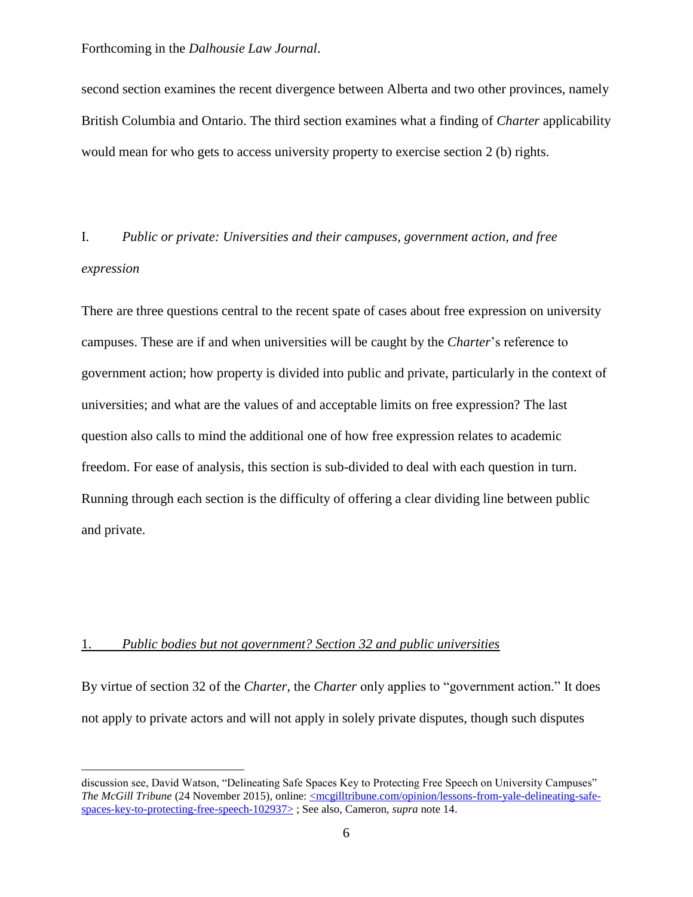second section examines the recent divergence between Alberta and two other provinces, namely British Columbia and Ontario. The third section examines what a finding of *Charter* applicability would mean for who gets to access university property to exercise section 2 (b) rights.

## I. *Public or private: Universities and their campuses, government action, and free expression*

There are three questions central to the recent spate of cases about free expression on university campuses. These are if and when universities will be caught by the *Charter*'s reference to government action; how property is divided into public and private, particularly in the context of universities; and what are the values of and acceptable limits on free expression? The last question also calls to mind the additional one of how free expression relates to academic freedom. For ease of analysis, this section is sub-divided to deal with each question in turn. Running through each section is the difficulty of offering a clear dividing line between public and private.

### 1. *Public bodies but not government? Section 32 and public universities*

By virtue of section 32 of the *Charter*, the *Charter* only applies to "government action." It does not apply to private actors and will not apply in solely private disputes, though such disputes

---

discussion see, David Watson, "Delineating Safe Spaces Key to Protecting Free Speech on University Campuses" *The McGill Tribune* (24 November 2015), online: <mcgilltribune.com/opinion/lessons-from-yale-delineating-safe-spaces-key-to-protecting-free-speech-102937> ; See also, Cameron, *supra* note 14.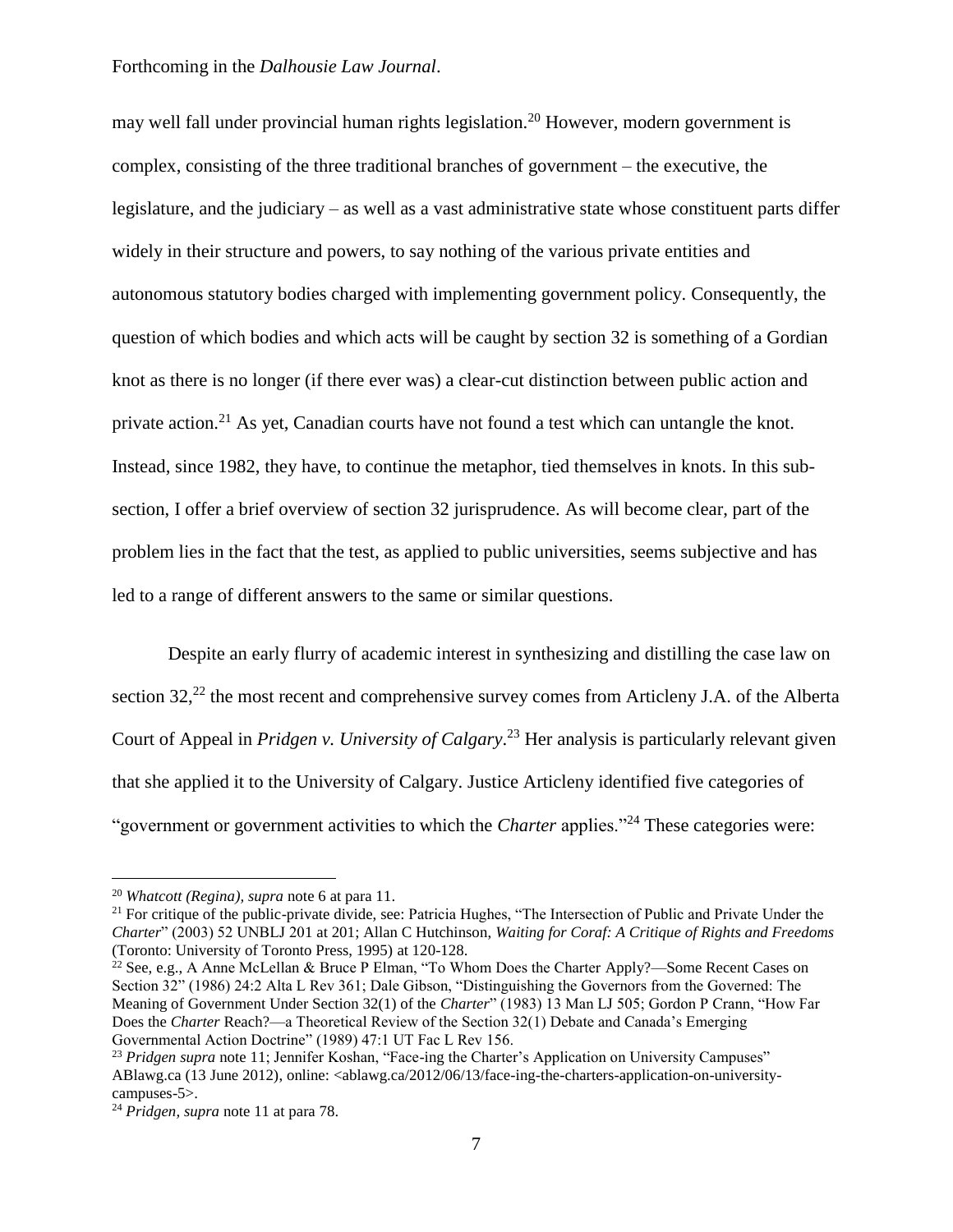may well fall under provincial human rights legislation.[20] However, modern government is complex, consisting of the three traditional branches of government – the executive, the legislature, and the judiciary – as well as a vast administrative state whose constituent parts differ widely in their structure and powers, to say nothing of the various private entities and autonomous statutory bodies charged with implementing government policy. Consequently, the question of which bodies and which acts will be caught by section 32 is something of a Gordian knot as there is no longer (if there ever was) a clear-cut distinction between public action and private action.[21] As yet, Canadian courts have not found a test which can untangle the knot. Instead, since 1982, they have, to continue the metaphor, tied themselves in knots. In this sub-section, I offer a brief overview of section 32 jurisprudence. As will become clear, part of the problem lies in the fact that the test, as applied to public universities, seems subjective and has led to a range of different answers to the same or similar questions.

Despite an early flurry of academic interest in synthesizing and distilling the case law on section 32,[22] the most recent and comprehensive survey comes from Articleny J.A. of the Alberta Court of Appeal in *Pridgen v. University of Calgary*.[23] Her analysis is particularly relevant given that she applied it to the University of Calgary. Justice Articleny identified five categories of "government or government activities to which the *Charter* applies."[24] These categories were:

---

[20] *Whatcott (Regina), supra* note 6 at para 11.

[21] For critique of the public-private divide, see: Patricia Hughes, "The Intersection of Public and Private Under the *Charter*" (2003) 52 UNBLJ 201 at 201; Allan C Hutchinson, *Waiting for Coraf: A Critique of Rights and Freedoms* (Toronto: University of Toronto Press, 1995) at 120-128.

[22] See, e.g., A Anne McLellan & Bruce P Elman, "To Whom Does the Charter Apply?—Some Recent Cases on Section 32" (1986) 24:2 Alta L Rev 361; Dale Gibson, "Distinguishing the Governors from the Governed: The Meaning of Government Under Section 32(1) of the *Charter*" (1983) 13 Man LJ 505; Gordon P Crann, "How Far Does the *Charter* Reach?—a Theoretical Review of the Section 32(1) Debate and Canada's Emerging Governmental Action Doctrine" (1989) 47:1 UT Fac L Rev 156.

[23] *Pridgen supra* note 11; Jennifer Koshan, "Face-ing the Charter's Application on University Campuses" ABlawg.ca (13 June 2012), online: <ablawg.ca/2012/06/13/face-ing-the-charters-application-on-university-campuses-5>.

[24] *Pridgen, supra* note 11 at para 78.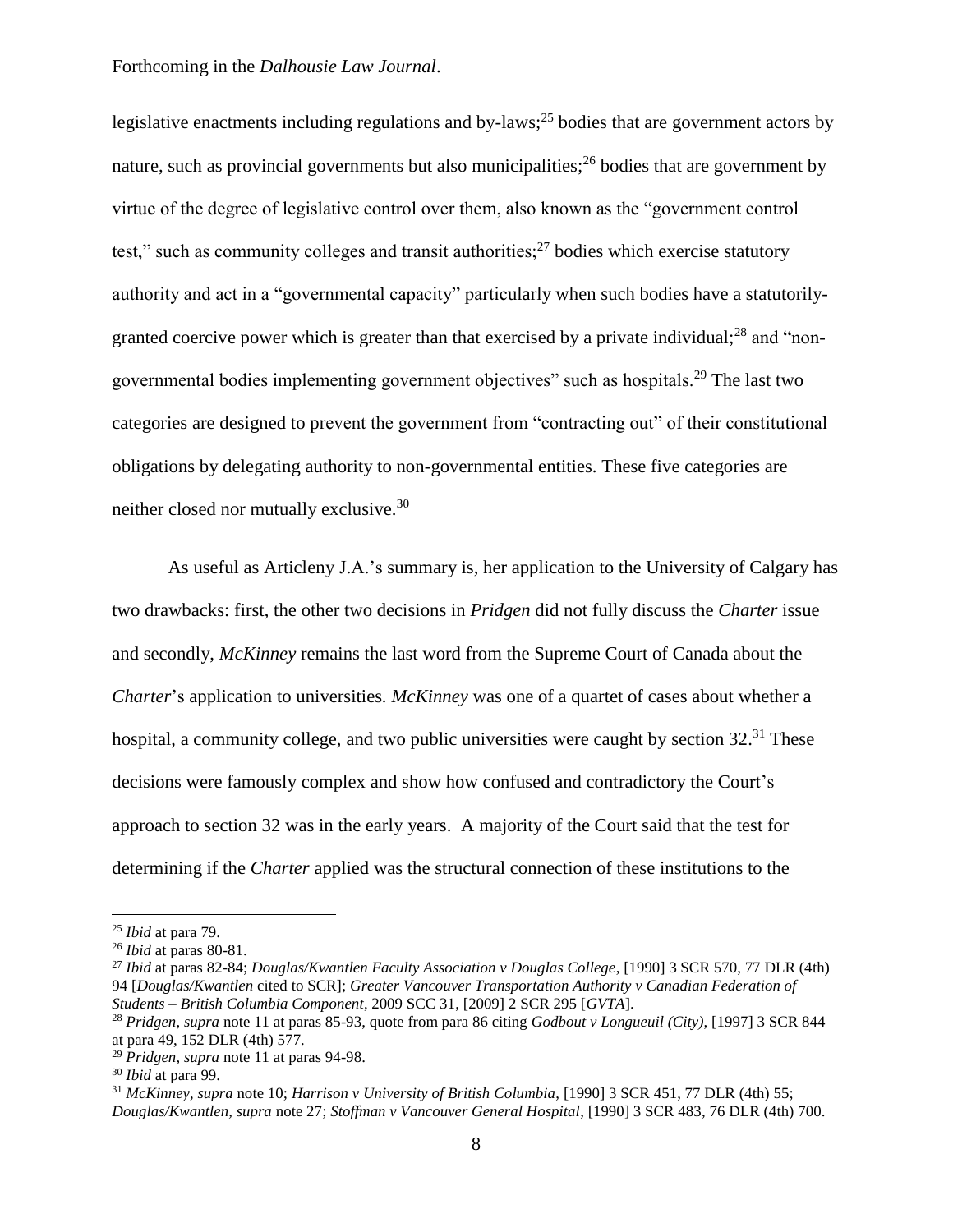legislative enactments including regulations and by-laws;[25] bodies that are government actors by nature, such as provincial governments but also municipalities;[26] bodies that are government by virtue of the degree of legislative control over them, also known as the "government control test," such as community colleges and transit authorities;[27] bodies which exercise statutory authority and act in a "governmental capacity" particularly when such bodies have a statutorily-granted coercive power which is greater than that exercised by a private individual;[28] and "non-governmental bodies implementing government objectives" such as hospitals.[29] The last two categories are designed to prevent the government from "contracting out" of their constitutional obligations by delegating authority to non-governmental entities. These five categories are neither closed nor mutually exclusive.[30]

As useful as Articleny J.A.'s summary is, her application to the University of Calgary has two drawbacks: first, the other two decisions in *Pridgen* did not fully discuss the *Charter* issue and secondly, *McKinney* remains the last word from the Supreme Court of Canada about the *Charter*'s application to universities. *McKinney* was one of a quartet of cases about whether a hospital, a community college, and two public universities were caught by section 32.[31] These decisions were famously complex and show how confused and contradictory the Court's approach to section 32 was in the early years. A majority of the Court said that the test for determining if the *Charter* applied was the structural connection of these institutions to the

---

[25] *Ibid* at para 79.

[26] *Ibid* at paras 80-81.

[27] *Ibid* at paras 82-84; *Douglas/Kwantlen Faculty Association v Douglas College*, [1990] 3 SCR 570, 77 DLR (4th) 94 [*Douglas/Kwantlen* cited to SCR]; *Greater Vancouver Transportation Authority v Canadian Federation of Students – British Columbia Component*, 2009 SCC 31, [2009] 2 SCR 295 [*GVTA*].

[28] *Pridgen, supra* note 11 at paras 85-93, quote from para 86 citing *Godbout v Longueuil (City)*, [1997] 3 SCR 844 at para 49, 152 DLR (4th) 577.

[29] *Pridgen, supra* note 11 at paras 94-98.

[30] *Ibid* at para 99.

[31] *McKinney, supra* note 10; *Harrison v University of British Columbia*, [1990] 3 SCR 451, 77 DLR (4th) 55; *Douglas/Kwantlen, supra* note 27; *Stoffman v Vancouver General Hospital*, [1990] 3 SCR 483, 76 DLR (4th) 700.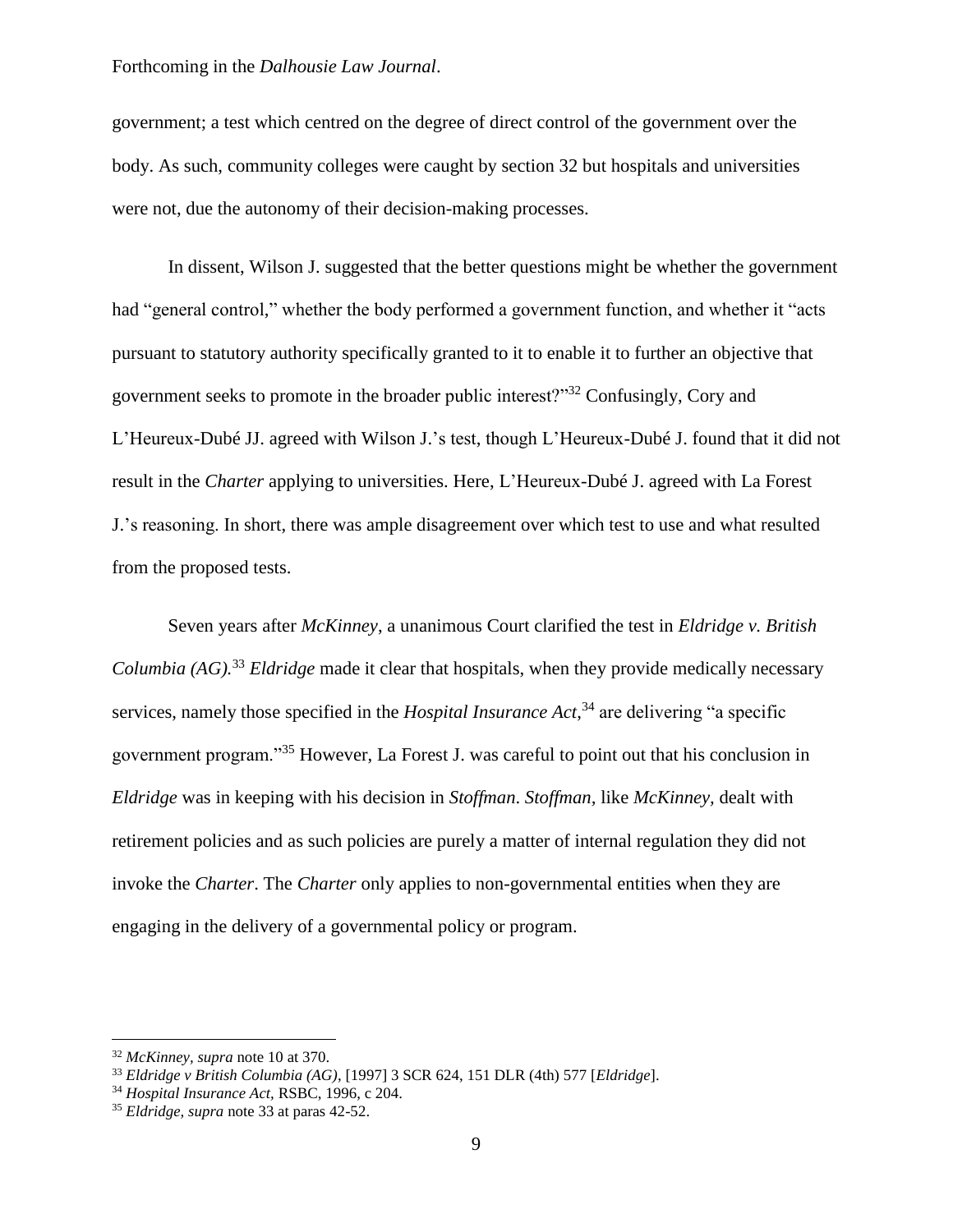government; a test which centred on the degree of direct control of the government over the body. As such, community colleges were caught by section 32 but hospitals and universities were not, due the autonomy of their decision-making processes.

In dissent, Wilson J. suggested that the better questions might be whether the government had "general control," whether the body performed a government function, and whether it "acts pursuant to statutory authority specifically granted to it to enable it to further an objective that government seeks to promote in the broader public interest?"[32] Confusingly, Cory and L'Heureux-Dubé JJ. agreed with Wilson J.'s test, though L'Heureux-Dubé J. found that it did not result in the *Charter* applying to universities. Here, L'Heureux-Dubé J. agreed with La Forest J.'s reasoning. In short, there was ample disagreement over which test to use and what resulted from the proposed tests.

Seven years after *McKinney*, a unanimous Court clarified the test in *Eldridge v. British Columbia (AG).*[33] *Eldridge* made it clear that hospitals, when they provide medically necessary services, namely those specified in the *Hospital Insurance Act*,[34] are delivering "a specific government program."[35] However, La Forest J. was careful to point out that his conclusion in *Eldridge* was in keeping with his decision in *Stoffman*. *Stoffman*, like *McKinney*, dealt with retirement policies and as such policies are purely a matter of internal regulation they did not invoke the *Charter*. The *Charter* only applies to non-governmental entities when they are engaging in the delivery of a governmental policy or program.

---

[32] *McKinney*, *supra* note 10 at 370.

[33] *Eldridge v British Columbia (AG)*, [1997] 3 SCR 624, 151 DLR (4th) 577 [*Eldridge*].

[34] *Hospital Insurance Act*, RSBC, 1996, c 204.

[35] *Eldridge*, *supra* note 33 at paras 42-52.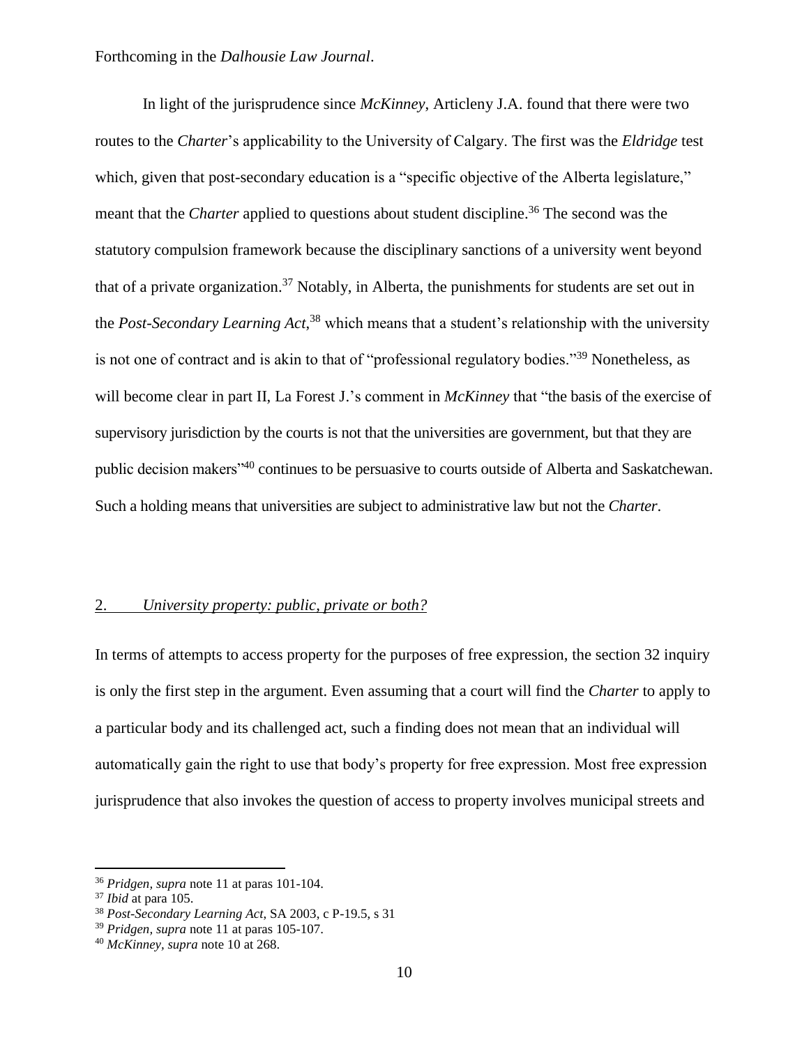In light of the jurisprudence since *McKinney*, Articleny J.A. found that there were two routes to the *Charter*'s applicability to the University of Calgary. The first was the *Eldridge* test which, given that post-secondary education is a "specific objective of the Alberta legislature," meant that the *Charter* applied to questions about student discipline.[36] The second was the statutory compulsion framework because the disciplinary sanctions of a university went beyond that of a private organization.[37] Notably, in Alberta, the punishments for students are set out in the *Post-Secondary Learning Act*,[38] which means that a student's relationship with the university is not one of contract and is akin to that of "professional regulatory bodies."[39] Nonetheless, as will become clear in part II, La Forest J.'s comment in *McKinney* that "the basis of the exercise of supervisory jurisdiction by the courts is not that the universities are government, but that they are public decision makers"[40] continues to be persuasive to courts outside of Alberta and Saskatchewan. Such a holding means that universities are subject to administrative law but not the *Charter*.

## 2. *University property: public, private or both?*

In terms of attempts to access property for the purposes of free expression, the section 32 inquiry is only the first step in the argument. Even assuming that a court will find the *Charter* to apply to a particular body and its challenged act, such a finding does not mean that an individual will automatically gain the right to use that body's property for free expression. Most free expression jurisprudence that also invokes the question of access to property involves municipal streets and

---

[36] *Pridgen, supra* note 11 at paras 101-104.

[37] *Ibid* at para 105.

[38] *Post-Secondary Learning Act*, SA 2003, c P-19.5, s 31

[39] *Pridgen, supra* note 11 at paras 105-107.

[40] *McKinney, supra* note 10 at 268.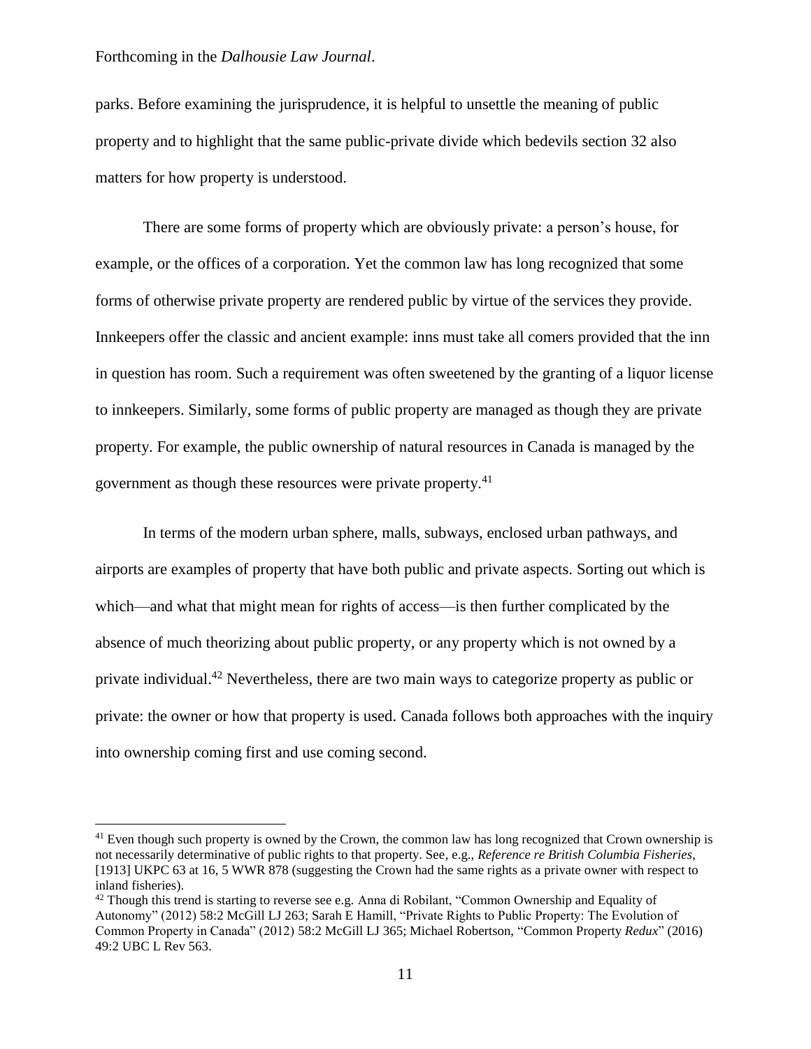parks. Before examining the jurisprudence, it is helpful to unsettle the meaning of public property and to highlight that the same public-private divide which bedevils section 32 also matters for how property is understood.

There are some forms of property which are obviously private: a person's house, for example, or the offices of a corporation. Yet the common law has long recognized that some forms of otherwise private property are rendered public by virtue of the services they provide. Innkeepers offer the classic and ancient example: inns must take all comers provided that the inn in question has room. Such a requirement was often sweetened by the granting of a liquor license to innkeepers. Similarly, some forms of public property are managed as though they are private property. For example, the public ownership of natural resources in Canada is managed by the government as though these resources were private property.[41]

In terms of the modern urban sphere, malls, subways, enclosed urban pathways, and airports are examples of property that have both public and private aspects. Sorting out which is which—and what that might mean for rights of access—is then further complicated by the absence of much theorizing about public property, or any property which is not owned by a private individual.[42] Nevertheless, there are two main ways to categorize property as public or private: the owner or how that property is used. Canada follows both approaches with the inquiry into ownership coming first and use coming second.

---

[41] Even though such property is owned by the Crown, the common law has long recognized that Crown ownership is not necessarily determinative of public rights to that property. See, e.g., *Reference re British Columbia Fisheries*, [1913] UKPC 63 at 16, 5 WWR 878 (suggesting the Crown had the same rights as a private owner with respect to inland fisheries).

[42] Though this trend is starting to reverse see e.g. Anna di Robilant, "Common Ownership and Equality of Autonomy" (2012) 58:2 McGill LJ 263; Sarah E Hamill, "Private Rights to Public Property: The Evolution of Common Property in Canada" (2012) 58:2 McGill LJ 365; Michael Robertson, "Common Property *Redux*" (2016) 49:2 UBC L Rev 563.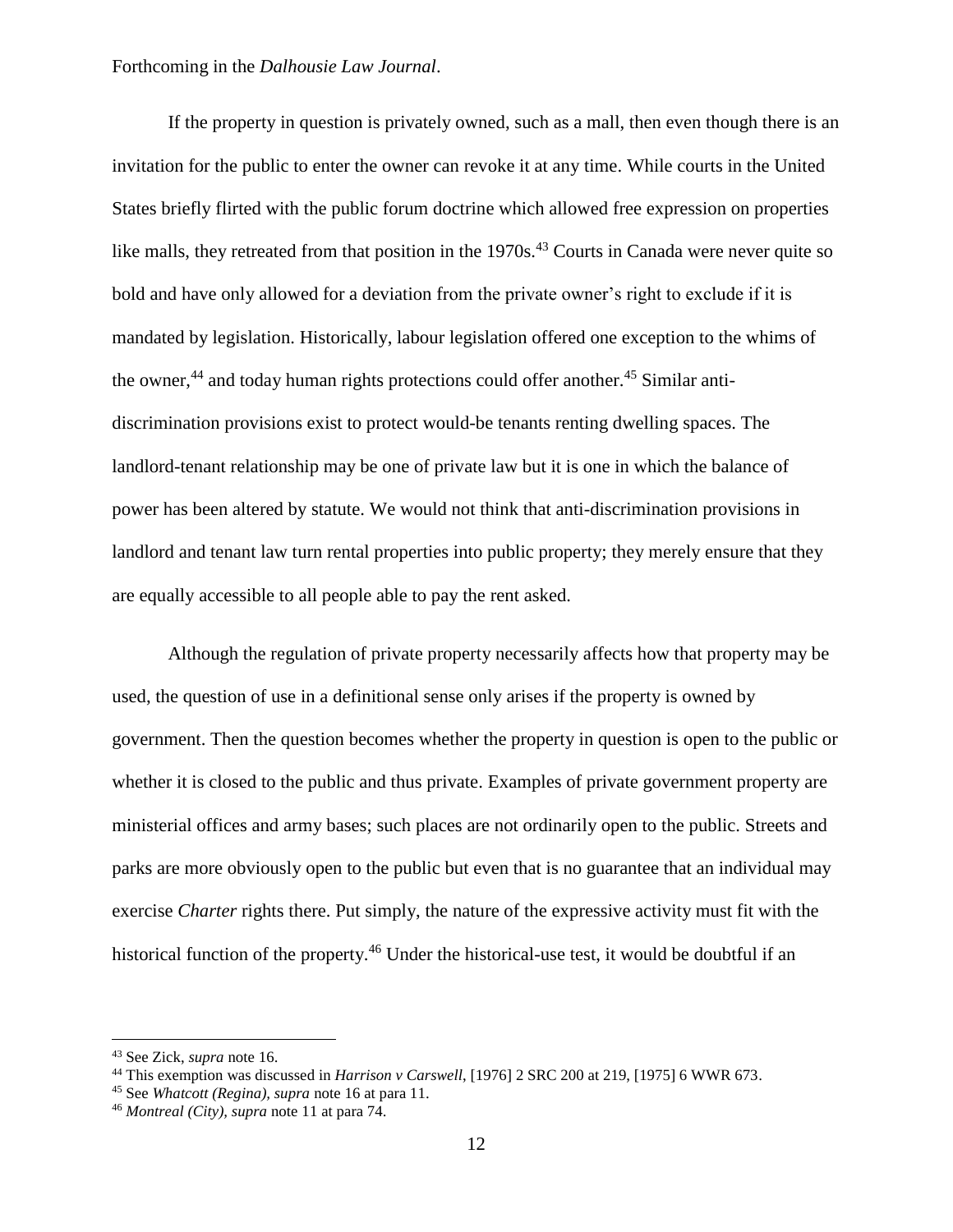If the property in question is privately owned, such as a mall, then even though there is an invitation for the public to enter the owner can revoke it at any time. While courts in the United States briefly flirted with the public forum doctrine which allowed free expression on properties like malls, they retreated from that position in the 1970s.[43] Courts in Canada were never quite so bold and have only allowed for a deviation from the private owner's right to exclude if it is mandated by legislation. Historically, labour legislation offered one exception to the whims of the owner,[44] and today human rights protections could offer another.[45] Similar anti-discrimination provisions exist to protect would-be tenants renting dwelling spaces. The landlord-tenant relationship may be one of private law but it is one in which the balance of power has been altered by statute. We would not think that anti-discrimination provisions in landlord and tenant law turn rental properties into public property; they merely ensure that they are equally accessible to all people able to pay the rent asked.

Although the regulation of private property necessarily affects how that property may be used, the question of use in a definitional sense only arises if the property is owned by government. Then the question becomes whether the property in question is open to the public or whether it is closed to the public and thus private. Examples of private government property are ministerial offices and army bases; such places are not ordinarily open to the public. Streets and parks are more obviously open to the public but even that is no guarantee that an individual may exercise *Charter* rights there. Put simply, the nature of the expressive activity must fit with the historical function of the property.[46] Under the historical-use test, it would be doubtful if an

---

[43] See Zick, *supra* note 16.

[44] This exemption was discussed in *Harrison v Carswell*, [1976] 2 SRC 200 at 219, [1975] 6 WWR 673.

[45] See *Whatcott (Regina)*, *supra* note 16 at para 11.

[46] *Montreal (City)*, *supra* note 11 at para 74.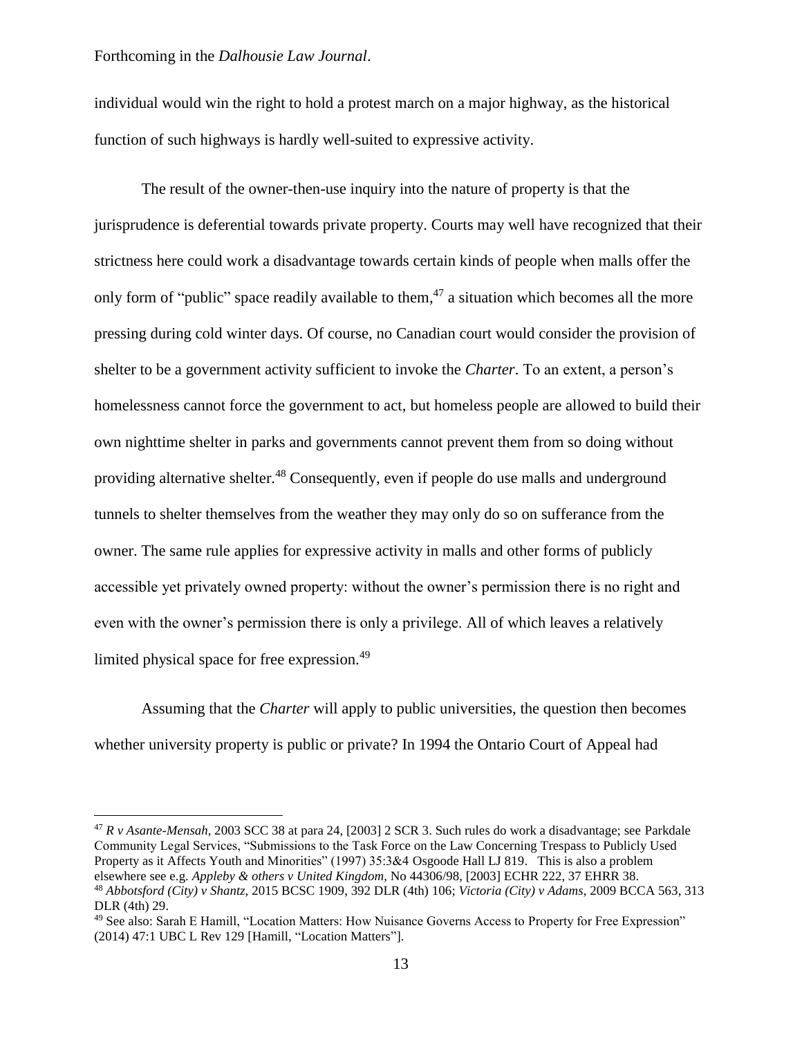individual would win the right to hold a protest march on a major highway, as the historical function of such highways is hardly well-suited to expressive activity.

The result of the owner-then-use inquiry into the nature of property is that the jurisprudence is deferential towards private property. Courts may well have recognized that their strictness here could work a disadvantage towards certain kinds of people when malls offer the only form of "public" space readily available to them,[47] a situation which becomes all the more pressing during cold winter days. Of course, no Canadian court would consider the provision of shelter to be a government activity sufficient to invoke the *Charter*. To an extent, a person's homelessness cannot force the government to act, but homeless people are allowed to build their own nighttime shelter in parks and governments cannot prevent them from so doing without providing alternative shelter.[48] Consequently, even if people do use malls and underground tunnels to shelter themselves from the weather they may only do so on sufferance from the owner. The same rule applies for expressive activity in malls and other forms of publicly accessible yet privately owned property: without the owner's permission there is no right and even with the owner's permission there is only a privilege. All of which leaves a relatively limited physical space for free expression.[49]

Assuming that the *Charter* will apply to public universities, the question then becomes whether university property is public or private? In 1994 the Ontario Court of Appeal had

---

[47] *R v Asante-Mensah*, 2003 SCC 38 at para 24, [2003] 2 SCR 3. Such rules do work a disadvantage; see Parkdale Community Legal Services, "Submissions to the Task Force on the Law Concerning Trespass to Publicly Used Property as it Affects Youth and Minorities" (1997) 35:3&4 Osgoode Hall LJ 819. This is also a problem elsewhere see e.g. *Appleby & others v United Kingdom*, No 44306/98, [2003] ECHR 222, 37 EHRR 38.

[48] *Abbotsford (City) v Shantz*, 2015 BCSC 1909, 392 DLR (4th) 106; *Victoria (City) v Adams*, 2009 BCCA 563, 313 DLR (4th) 29.

[49] See also: Sarah E Hamill, "Location Matters: How Nuisance Governs Access to Property for Free Expression" (2014) 47:1 UBC L Rev 129 [Hamill, "Location Matters"].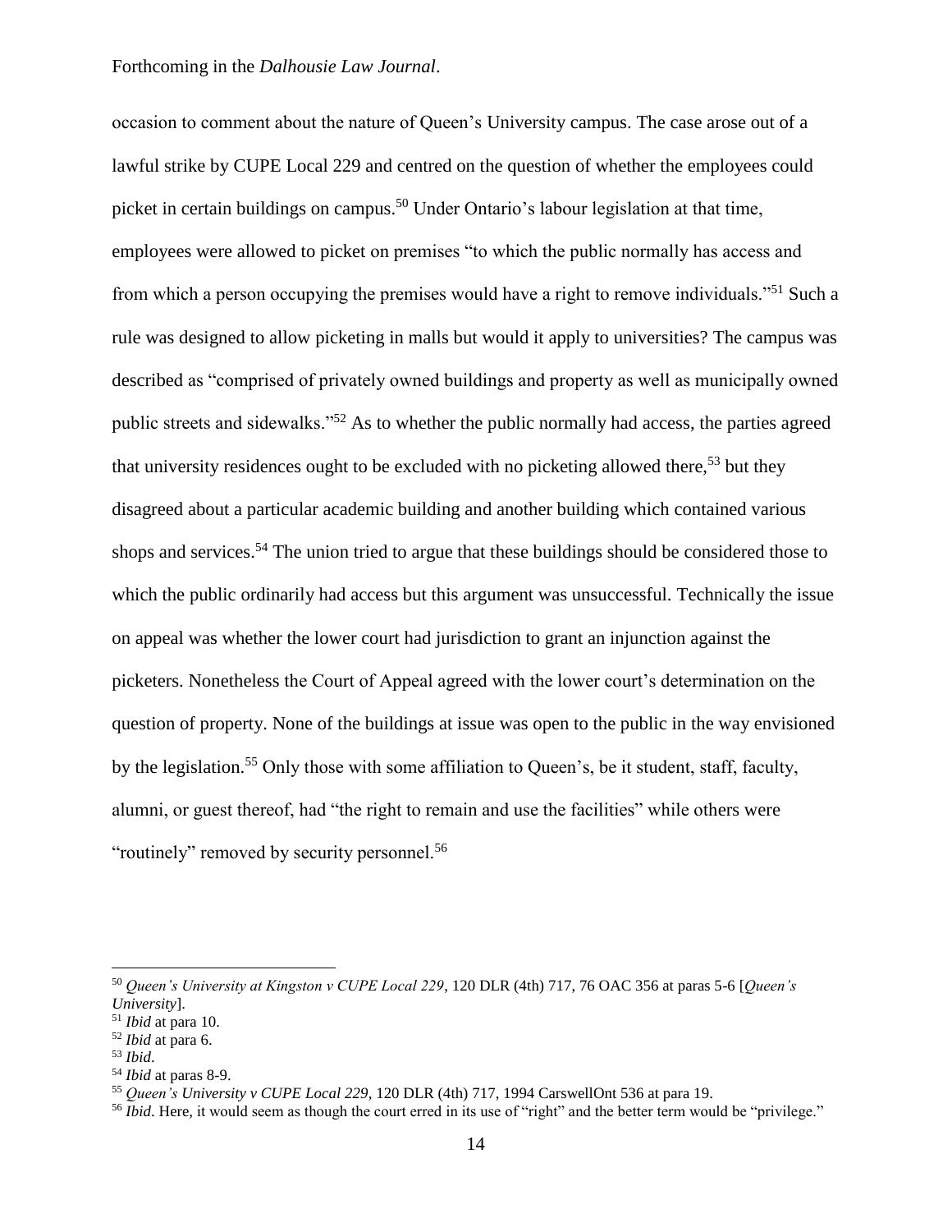occasion to comment about the nature of Queen's University campus. The case arose out of a lawful strike by CUPE Local 229 and centred on the question of whether the employees could picket in certain buildings on campus.[50] Under Ontario's labour legislation at that time, employees were allowed to picket on premises "to which the public normally has access and from which a person occupying the premises would have a right to remove individuals."[51] Such a rule was designed to allow picketing in malls but would it apply to universities? The campus was described as "comprised of privately owned buildings and property as well as municipally owned public streets and sidewalks."[52] As to whether the public normally had access, the parties agreed that university residences ought to be excluded with no picketing allowed there,[53] but they disagreed about a particular academic building and another building which contained various shops and services.[54] The union tried to argue that these buildings should be considered those to which the public ordinarily had access but this argument was unsuccessful. Technically the issue on appeal was whether the lower court had jurisdiction to grant an injunction against the picketers. Nonetheless the Court of Appeal agreed with the lower court's determination on the question of property. None of the buildings at issue was open to the public in the way envisioned by the legislation.[55] Only those with some affiliation to Queen's, be it student, staff, faculty, alumni, or guest thereof, had "the right to remain and use the facilities" while others were "routinely" removed by security personnel.[56]

---

[50] *Queen's University at Kingston v CUPE Local 229*, 120 DLR (4th) 717, 76 OAC 356 at paras 5-6 [*Queen's University*].

[51] *Ibid* at para 10.

[52] *Ibid* at para 6.

[53] *Ibid*.

[54] *Ibid* at paras 8-9.

[55] *Queen's University v CUPE Local 229*, 120 DLR (4th) 717, 1994 CarswellOnt 536 at para 19.

[56] *Ibid*. Here, it would seem as though the court erred in its use of "right" and the better term would be "privilege."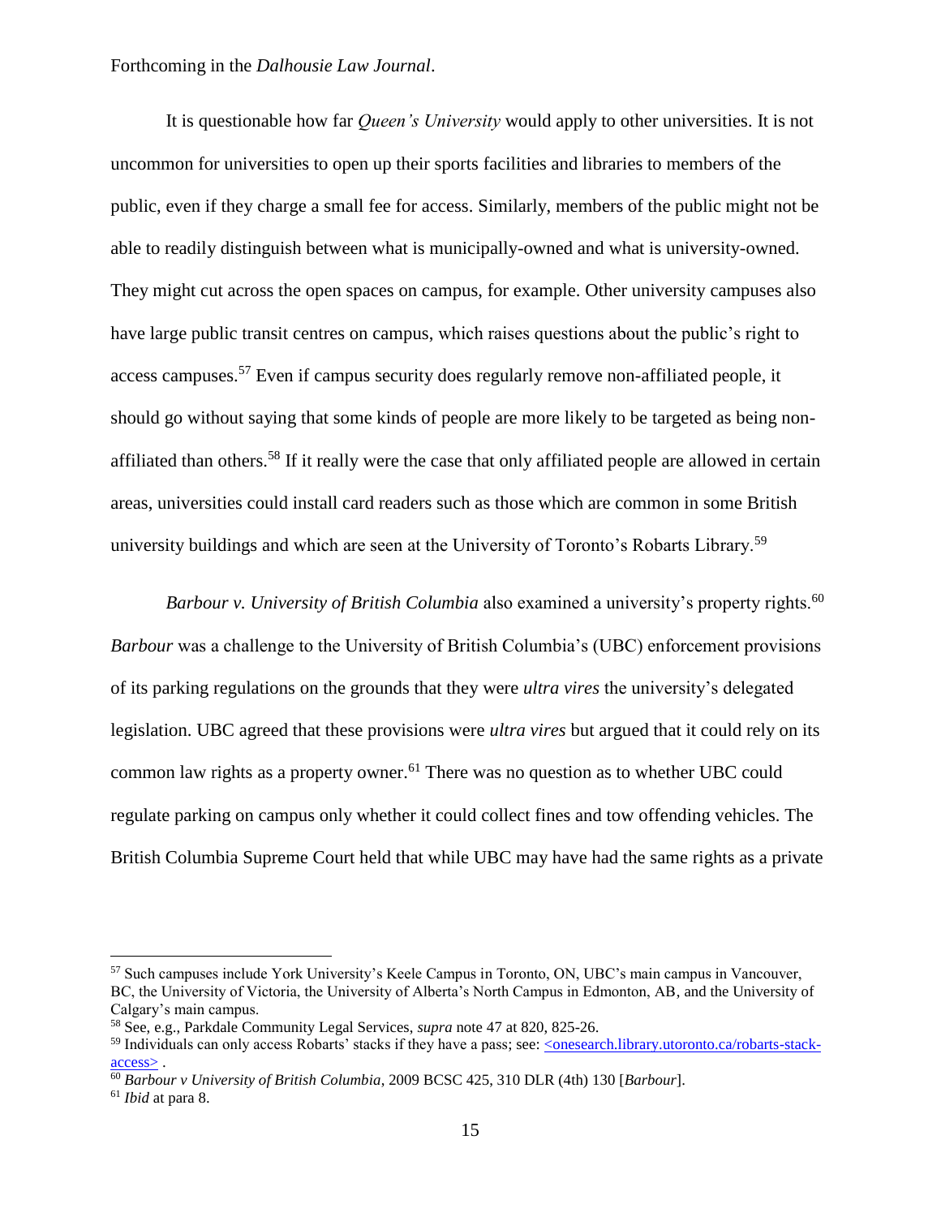It is questionable how far *Queen's University* would apply to other universities. It is not uncommon for universities to open up their sports facilities and libraries to members of the public, even if they charge a small fee for access. Similarly, members of the public might not be able to readily distinguish between what is municipally-owned and what is university-owned. They might cut across the open spaces on campus, for example. Other university campuses also have large public transit centres on campus, which raises questions about the public's right to access campuses.[57] Even if campus security does regularly remove non-affiliated people, it should go without saying that some kinds of people are more likely to be targeted as being non-affiliated than others.[58] If it really were the case that only affiliated people are allowed in certain areas, universities could install card readers such as those which are common in some British university buildings and which are seen at the University of Toronto's Robarts Library.[59]

*Barbour v. University of British Columbia* also examined a university's property rights.[60] *Barbour* was a challenge to the University of British Columbia's (UBC) enforcement provisions of its parking regulations on the grounds that they were *ultra vires* the university's delegated legislation. UBC agreed that these provisions were *ultra vires* but argued that it could rely on its common law rights as a property owner.[61] There was no question as to whether UBC could regulate parking on campus only whether it could collect fines and tow offending vehicles. The British Columbia Supreme Court held that while UBC may have had the same rights as a private

---

[57] Such campuses include York University's Keele Campus in Toronto, ON, UBC's main campus in Vancouver, BC, the University of Victoria, the University of Alberta's North Campus in Edmonton, AB, and the University of Calgary's main campus.

[58] See, e.g., Parkdale Community Legal Services, *supra* note 47 at 820, 825-26.

[59] Individuals can only access Robarts' stacks if they have a pass; see: <onesearch.library.utoronto.ca/robarts-stack-access> .

[60] *Barbour v University of British Columbia*, 2009 BCSC 425, 310 DLR (4th) 130 [*Barbour*].

[61] *Ibid* at para 8.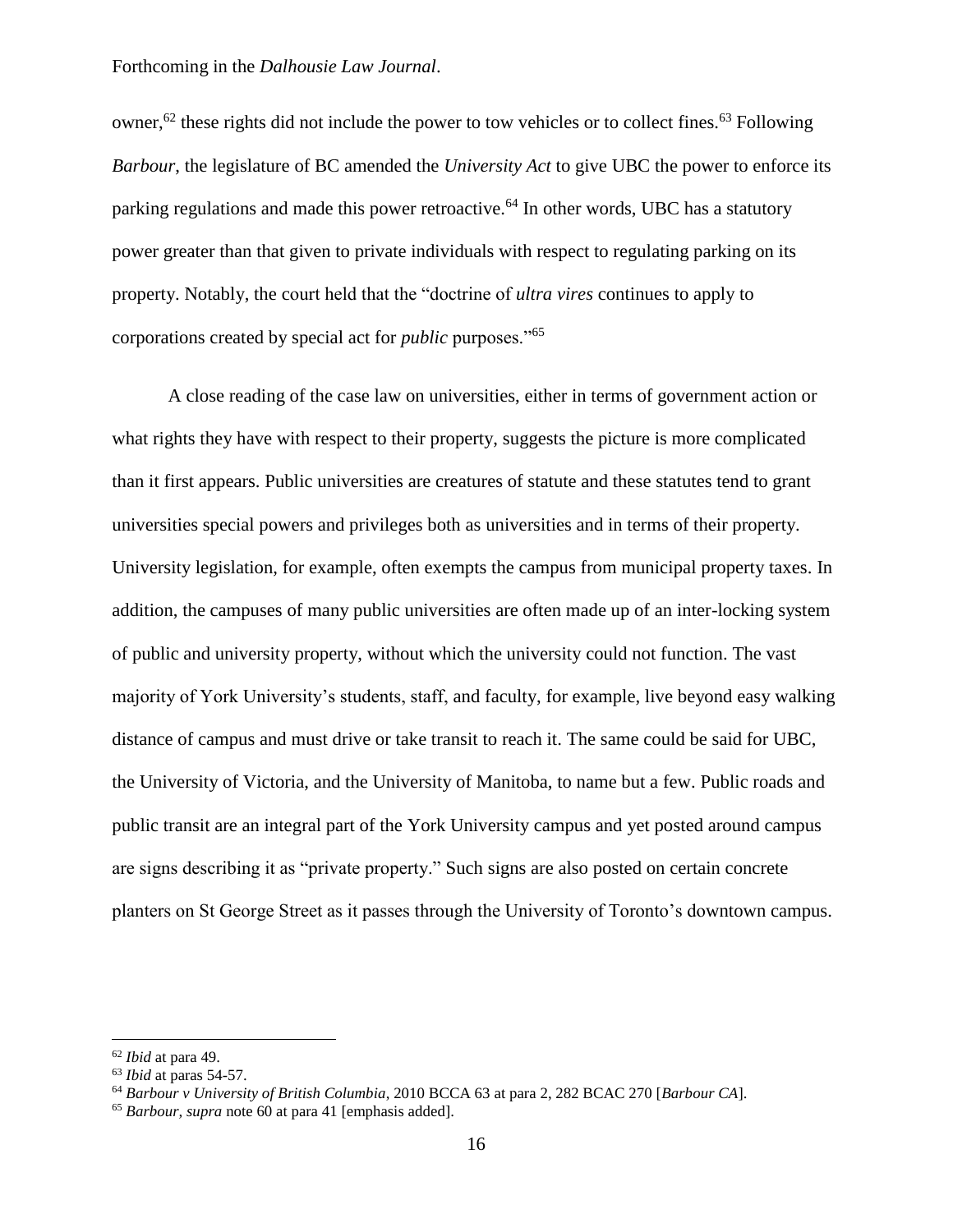owner,[62] these rights did not include the power to tow vehicles or to collect fines.[63] Following *Barbour*, the legislature of BC amended the *University Act* to give UBC the power to enforce its parking regulations and made this power retroactive.[64] In other words, UBC has a statutory power greater than that given to private individuals with respect to regulating parking on its property. Notably, the court held that the "doctrine of *ultra vires* continues to apply to corporations created by special act for *public* purposes."[65]

A close reading of the case law on universities, either in terms of government action or what rights they have with respect to their property, suggests the picture is more complicated than it first appears. Public universities are creatures of statute and these statutes tend to grant universities special powers and privileges both as universities and in terms of their property. University legislation, for example, often exempts the campus from municipal property taxes. In addition, the campuses of many public universities are often made up of an inter-locking system of public and university property, without which the university could not function. The vast majority of York University's students, staff, and faculty, for example, live beyond easy walking distance of campus and must drive or take transit to reach it. The same could be said for UBC, the University of Victoria, and the University of Manitoba, to name but a few. Public roads and public transit are an integral part of the York University campus and yet posted around campus are signs describing it as "private property." Such signs are also posted on certain concrete planters on St George Street as it passes through the University of Toronto's downtown campus.

---

[62] *Ibid* at para 49.

[63] *Ibid* at paras 54-57.

[64] *Barbour v University of British Columbia*, 2010 BCCA 63 at para 2, 282 BCAC 270 [*Barbour CA*].

[65] *Barbour, supra* note 60 at para 41 [emphasis added].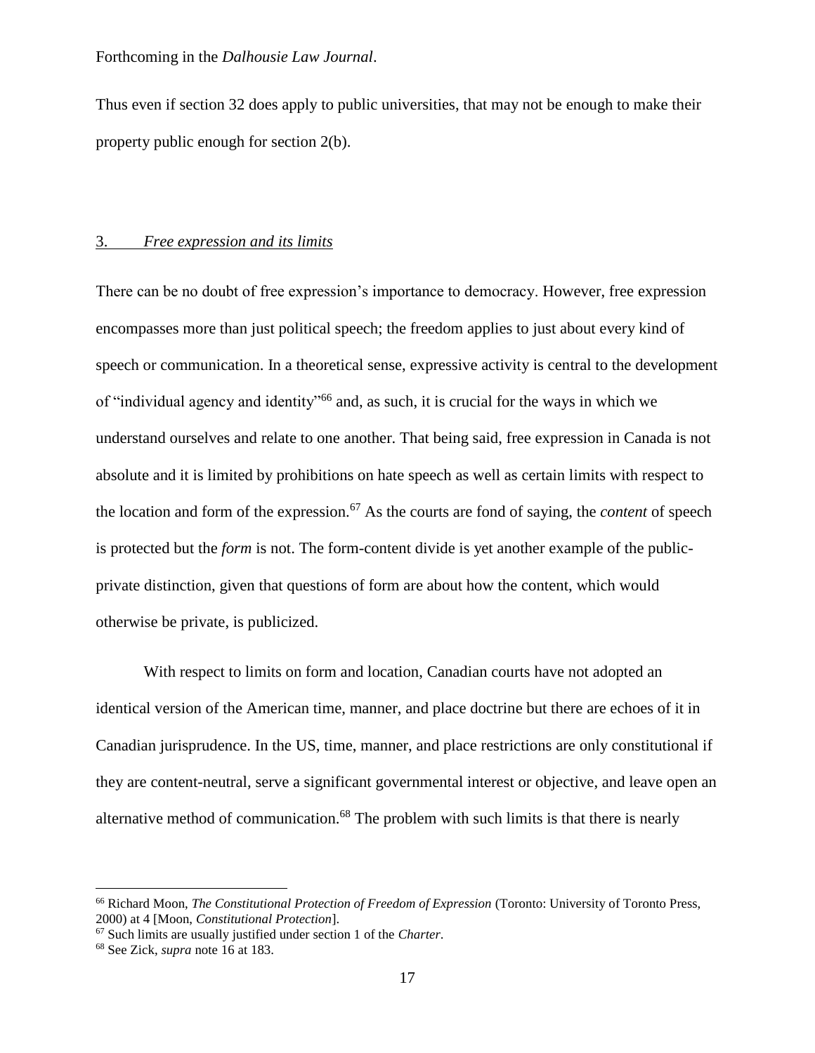Thus even if section 32 does apply to public universities, that may not be enough to make their property public enough for section 2(b).

## 3. *Free expression and its limits*

There can be no doubt of free expression's importance to democracy. However, free expression encompasses more than just political speech; the freedom applies to just about every kind of speech or communication. In a theoretical sense, expressive activity is central to the development of "individual agency and identity"[66] and, as such, it is crucial for the ways in which we understand ourselves and relate to one another. That being said, free expression in Canada is not absolute and it is limited by prohibitions on hate speech as well as certain limits with respect to the location and form of the expression.[67] As the courts are fond of saying, the *content* of speech is protected but the *form* is not. The form-content divide is yet another example of the public-private distinction, given that questions of form are about how the content, which would otherwise be private, is publicized.

With respect to limits on form and location, Canadian courts have not adopted an identical version of the American time, manner, and place doctrine but there are echoes of it in Canadian jurisprudence. In the US, time, manner, and place restrictions are only constitutional if they are content-neutral, serve a significant governmental interest or objective, and leave open an alternative method of communication.[68] The problem with such limits is that there is nearly

---

[66] Richard Moon, *The Constitutional Protection of Freedom of Expression* (Toronto: University of Toronto Press, 2000) at 4 [Moon, *Constitutional Protection*].

[67] Such limits are usually justified under section 1 of the *Charter*.

[68] See Zick, *supra* note 16 at 183.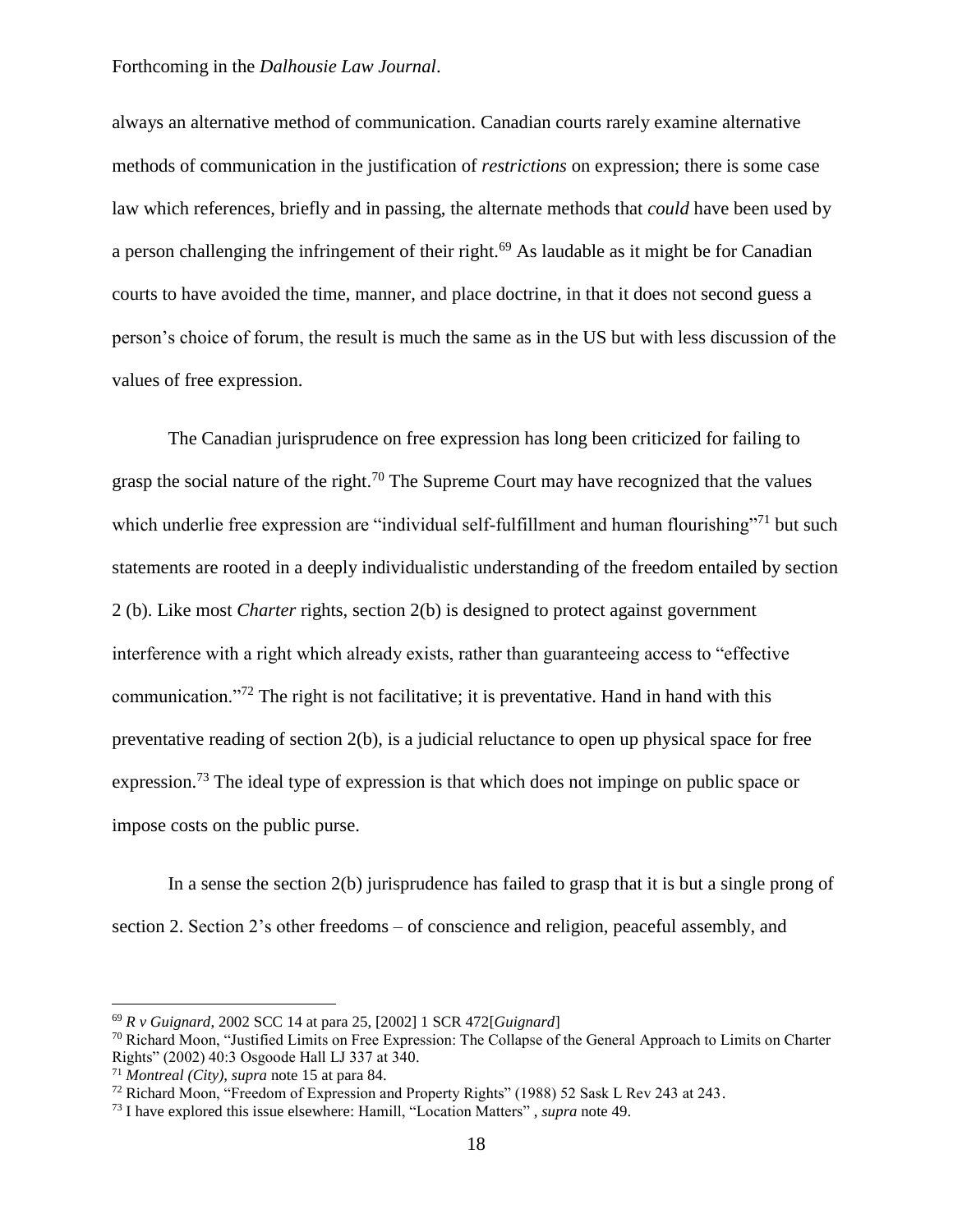always an alternative method of communication. Canadian courts rarely examine alternative methods of communication in the justification of *restrictions* on expression; there is some case law which references, briefly and in passing, the alternate methods that *could* have been used by a person challenging the infringement of their right.[69] As laudable as it might be for Canadian courts to have avoided the time, manner, and place doctrine, in that it does not second guess a person's choice of forum, the result is much the same as in the US but with less discussion of the values of free expression.

The Canadian jurisprudence on free expression has long been criticized for failing to grasp the social nature of the right.[70] The Supreme Court may have recognized that the values which underlie free expression are "individual self-fulfillment and human flourishing"[71] but such statements are rooted in a deeply individualistic understanding of the freedom entailed by section 2 (b). Like most *Charter* rights, section 2(b) is designed to protect against government interference with a right which already exists, rather than guaranteeing access to "effective communication."[72] The right is not facilitative; it is preventative. Hand in hand with this preventative reading of section 2(b), is a judicial reluctance to open up physical space for free expression.[73] The ideal type of expression is that which does not impinge on public space or impose costs on the public purse.

In a sense the section 2(b) jurisprudence has failed to grasp that it is but a single prong of section 2. Section 2's other freedoms – of conscience and religion, peaceful assembly, and

---

[69] *R v Guignard*, 2002 SCC 14 at para 25, [2002] 1 SCR 472[*Guignard*]

[70] Richard Moon, "Justified Limits on Free Expression: The Collapse of the General Approach to Limits on Charter Rights" (2002) 40:3 Osgoode Hall LJ 337 at 340.

[71] *Montreal (City)*, *supra* note 15 at para 84.

[72] Richard Moon, "Freedom of Expression and Property Rights" (1988) 52 Sask L Rev 243 at 243.

[73] I have explored this issue elsewhere: Hamill, "Location Matters" , *supra* note 49.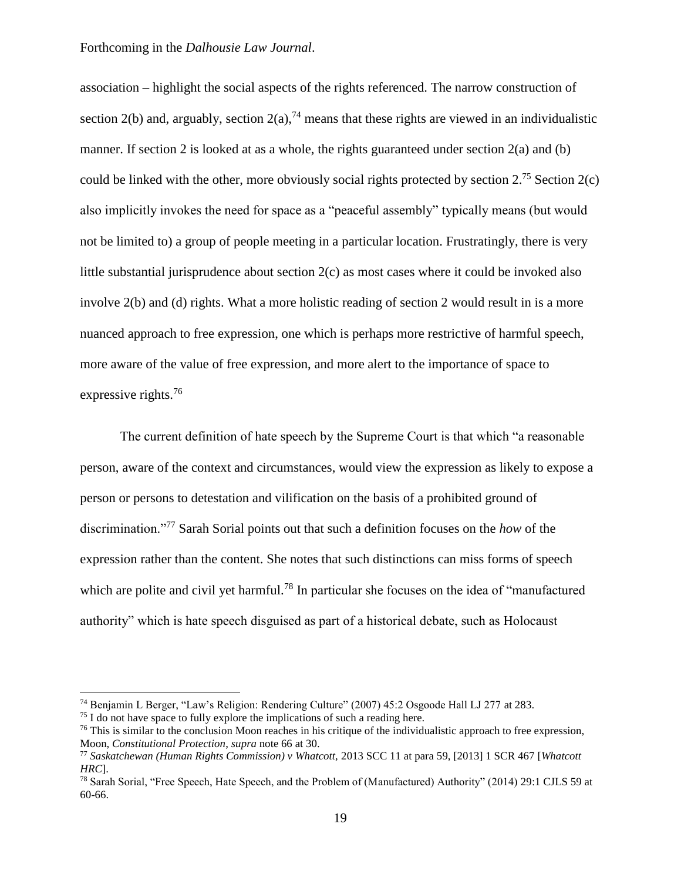association – highlight the social aspects of the rights referenced. The narrow construction of section 2(b) and, arguably, section 2(a),[74] means that these rights are viewed in an individualistic manner. If section 2 is looked at as a whole, the rights guaranteed under section 2(a) and (b) could be linked with the other, more obviously social rights protected by section 2.[75] Section 2(c) also implicitly invokes the need for space as a "peaceful assembly" typically means (but would not be limited to) a group of people meeting in a particular location. Frustratingly, there is very little substantial jurisprudence about section 2(c) as most cases where it could be invoked also involve 2(b) and (d) rights. What a more holistic reading of section 2 would result in is a more nuanced approach to free expression, one which is perhaps more restrictive of harmful speech, more aware of the value of free expression, and more alert to the importance of space to expressive rights.[76]

The current definition of hate speech by the Supreme Court is that which "a reasonable person, aware of the context and circumstances, would view the expression as likely to expose a person or persons to detestation and vilification on the basis of a prohibited ground of discrimination."[77] Sarah Sorial points out that such a definition focuses on the *how* of the expression rather than the content. She notes that such distinctions can miss forms of speech which are polite and civil yet harmful.[78] In particular she focuses on the idea of "manufactured authority" which is hate speech disguised as part of a historical debate, such as Holocaust

---

[74] Benjamin L Berger, "Law's Religion: Rendering Culture" (2007) 45:2 Osgoode Hall LJ 277 at 283.

[75] I do not have space to fully explore the implications of such a reading here.

[76] This is similar to the conclusion Moon reaches in his critique of the individualistic approach to free expression, Moon, *Constitutional Protection*, *supra* note 66 at 30.

[77] *Saskatchewan (Human Rights Commission) v Whatcott*, 2013 SCC 11 at para 59, [2013] 1 SCR 467 [*Whatcott HRC*].

[78] Sarah Sorial, "Free Speech, Hate Speech, and the Problem of (Manufactured) Authority" (2014) 29:1 CJLS 59 at 60-66.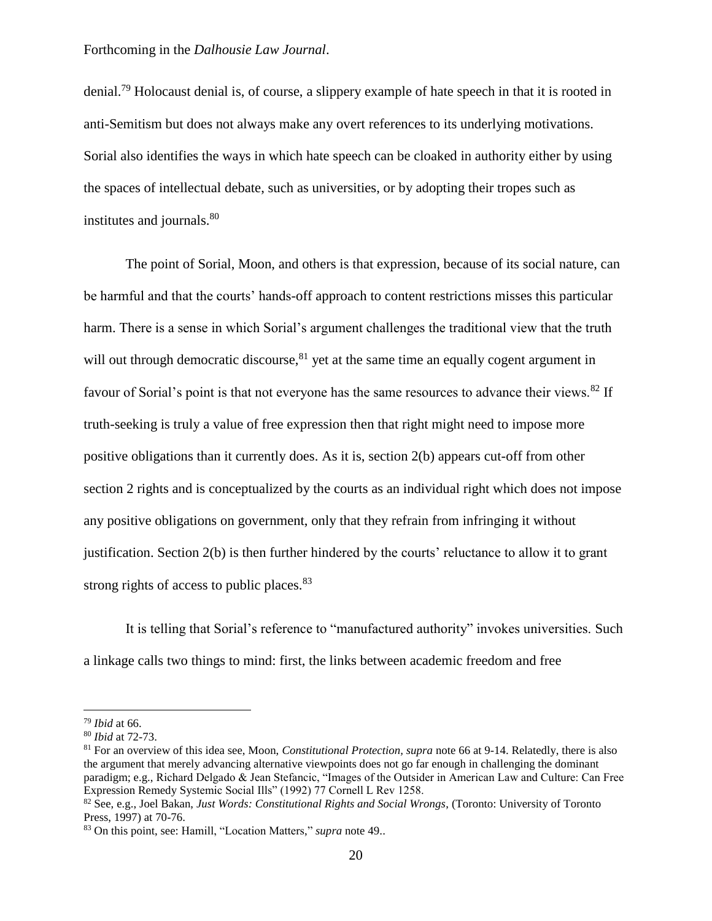denial.[79] Holocaust denial is, of course, a slippery example of hate speech in that it is rooted in anti-Semitism but does not always make any overt references to its underlying motivations. Sorial also identifies the ways in which hate speech can be cloaked in authority either by using the spaces of intellectual debate, such as universities, or by adopting their tropes such as institutes and journals.[80]

The point of Sorial, Moon, and others is that expression, because of its social nature, can be harmful and that the courts' hands-off approach to content restrictions misses this particular harm. There is a sense in which Sorial's argument challenges the traditional view that the truth will out through democratic discourse,[81] yet at the same time an equally cogent argument in favour of Sorial's point is that not everyone has the same resources to advance their views.[82] If truth-seeking is truly a value of free expression then that right might need to impose more positive obligations than it currently does. As it is, section 2(b) appears cut-off from other section 2 rights and is conceptualized by the courts as an individual right which does not impose any positive obligations on government, only that they refrain from infringing it without justification. Section 2(b) is then further hindered by the courts' reluctance to allow it to grant strong rights of access to public places.[83]

It is telling that Sorial's reference to "manufactured authority" invokes universities. Such a linkage calls two things to mind: first, the links between academic freedom and free

---

[79] *Ibid* at 66.

[80] *Ibid* at 72-73.

[81] For an overview of this idea see, Moon, *Constitutional Protection, supra* note 66 at 9-14. Relatedly, there is also the argument that merely advancing alternative viewpoints does not go far enough in challenging the dominant paradigm; e.g., Richard Delgado & Jean Stefancic, "Images of the Outsider in American Law and Culture: Can Free Expression Remedy Systemic Social Ills" (1992) 77 Cornell L Rev 1258.

[82] See, e.g., Joel Bakan, *Just Words: Constitutional Rights and Social Wrongs*, (Toronto: University of Toronto Press, 1997) at 70-76.

[83] On this point, see: Hamill, "Location Matters," *supra* note 49..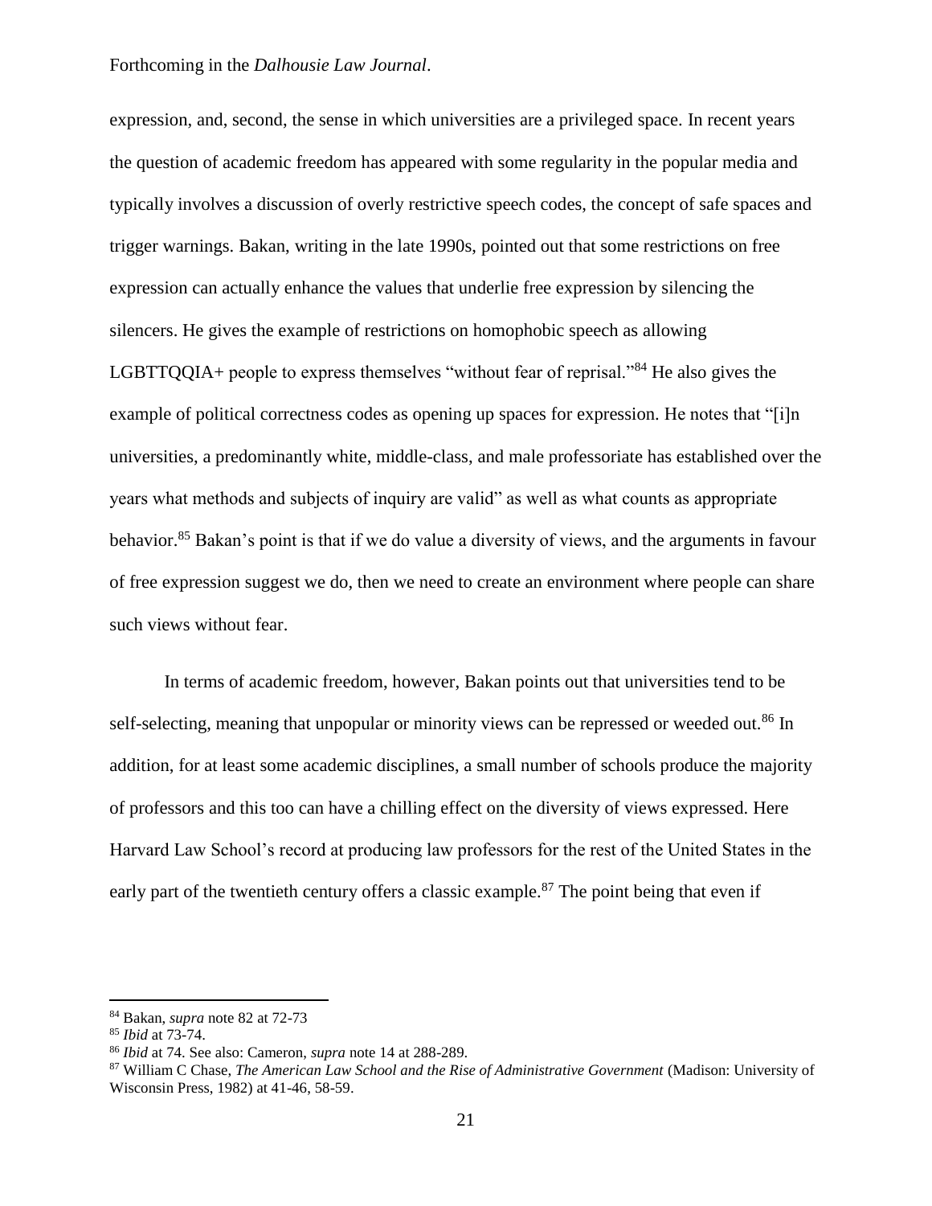expression, and, second, the sense in which universities are a privileged space. In recent years the question of academic freedom has appeared with some regularity in the popular media and typically involves a discussion of overly restrictive speech codes, the concept of safe spaces and trigger warnings. Bakan, writing in the late 1990s, pointed out that some restrictions on free expression can actually enhance the values that underlie free expression by silencing the silencers. He gives the example of restrictions on homophobic speech as allowing LGBTTQQIA+ people to express themselves "without fear of reprisal."[84] He also gives the example of political correctness codes as opening up spaces for expression. He notes that "[i]n universities, a predominantly white, middle-class, and male professoriate has established over the years what methods and subjects of inquiry are valid" as well as what counts as appropriate behavior.[85] Bakan's point is that if we do value a diversity of views, and the arguments in favour of free expression suggest we do, then we need to create an environment where people can share such views without fear.

In terms of academic freedom, however, Bakan points out that universities tend to be self-selecting, meaning that unpopular or minority views can be repressed or weeded out.[86] In addition, for at least some academic disciplines, a small number of schools produce the majority of professors and this too can have a chilling effect on the diversity of views expressed. Here Harvard Law School's record at producing law professors for the rest of the United States in the early part of the twentieth century offers a classic example.[87] The point being that even if

---

[84] Bakan, *supra* note 82 at 72-73

[85] *Ibid* at 73-74.

[86] *Ibid* at 74. See also: Cameron, *supra* note 14 at 288-289.

[87] William C Chase, *The American Law School and the Rise of Administrative Government* (Madison: University of Wisconsin Press, 1982) at 41-46, 58-59.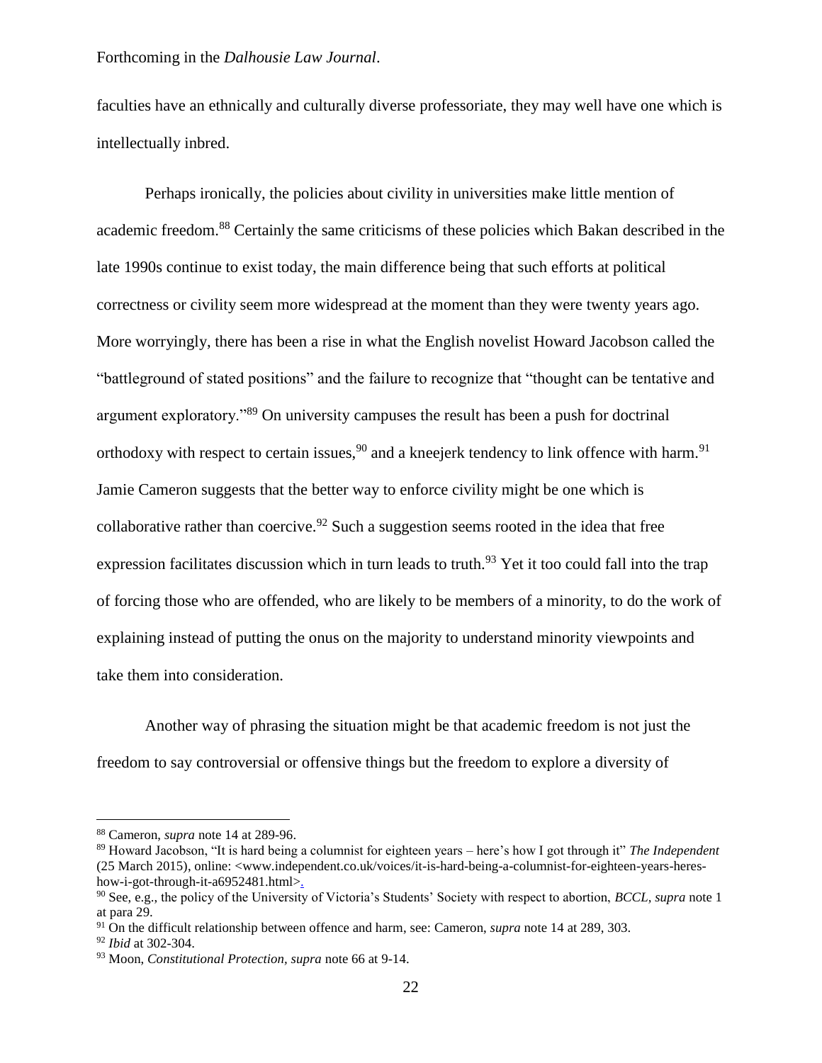faculties have an ethnically and culturally diverse professoriate, they may well have one which is intellectually inbred.

Perhaps ironically, the policies about civility in universities make little mention of academic freedom.[88] Certainly the same criticisms of these policies which Bakan described in the late 1990s continue to exist today, the main difference being that such efforts at political correctness or civility seem more widespread at the moment than they were twenty years ago. More worryingly, there has been a rise in what the English novelist Howard Jacobson called the "battleground of stated positions" and the failure to recognize that "thought can be tentative and argument exploratory."[89] On university campuses the result has been a push for doctrinal orthodoxy with respect to certain issues,[90] and a kneejerk tendency to link offence with harm.[91] Jamie Cameron suggests that the better way to enforce civility might be one which is collaborative rather than coercive.[92] Such a suggestion seems rooted in the idea that free expression facilitates discussion which in turn leads to truth.[93] Yet it too could fall into the trap of forcing those who are offended, who are likely to be members of a minority, to do the work of explaining instead of putting the onus on the majority to understand minority viewpoints and take them into consideration.

Another way of phrasing the situation might be that academic freedom is not just the freedom to say controversial or offensive things but the freedom to explore a diversity of

---

[88] Cameron, *supra* note 14 at 289-96.

[89] Howard Jacobson, "It is hard being a columnist for eighteen years – here's how I got through it" *The Independent* (25 March 2015), online: <www.independent.co.uk/voices/it-is-hard-being-a-columnist-for-eighteen-years-heres-how-i-got-through-it-a6952481.html>.

[90] See, e.g., the policy of the University of Victoria's Students' Society with respect to abortion, *BCCL*, *supra* note 1 at para 29.

[91] On the difficult relationship between offence and harm, see: Cameron, *supra* note 14 at 289, 303.

[92] *Ibid* at 302-304.

[93] Moon, *Constitutional Protection*, *supra* note 66 at 9-14.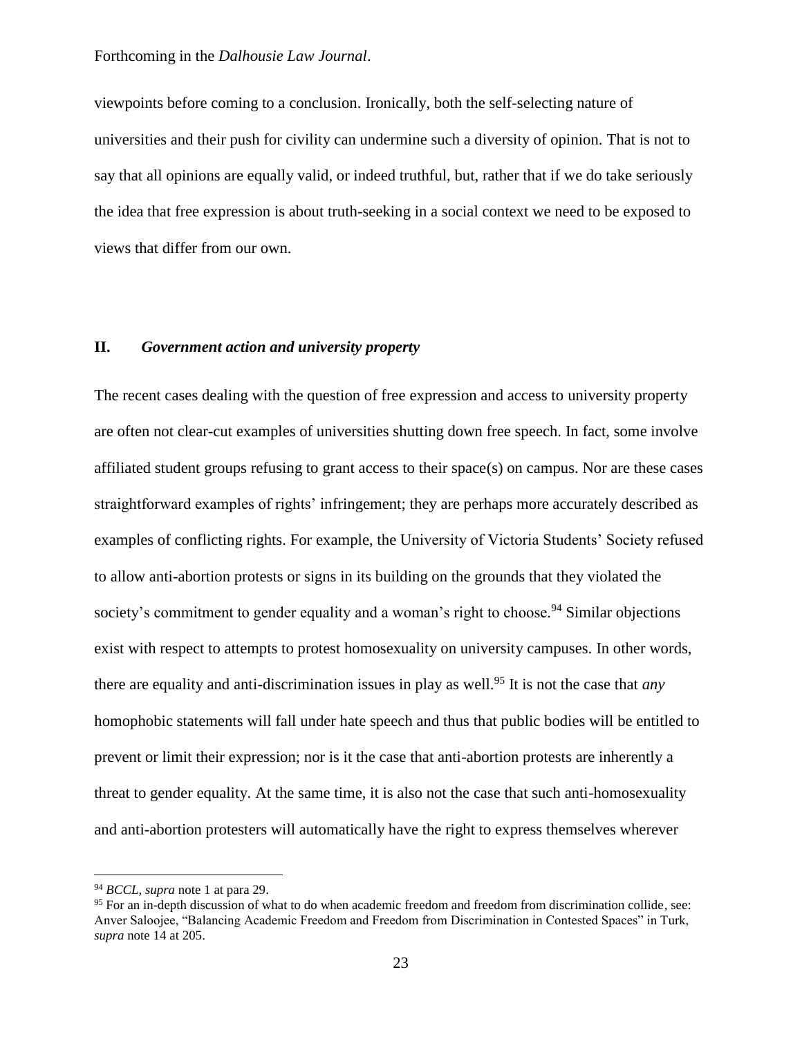viewpoints before coming to a conclusion. Ironically, both the self-selecting nature of universities and their push for civility can undermine such a diversity of opinion. That is not to say that all opinions are equally valid, or indeed truthful, but, rather that if we do take seriously the idea that free expression is about truth-seeking in a social context we need to be exposed to views that differ from our own.

## II. *Government action and university property*

The recent cases dealing with the question of free expression and access to university property are often not clear-cut examples of universities shutting down free speech. In fact, some involve affiliated student groups refusing to grant access to their space(s) on campus. Nor are these cases straightforward examples of rights' infringement; they are perhaps more accurately described as examples of conflicting rights. For example, the University of Victoria Students' Society refused to allow anti-abortion protests or signs in its building on the grounds that they violated the society's commitment to gender equality and a woman's right to choose.[94] Similar objections exist with respect to attempts to protest homosexuality on university campuses. In other words, there are equality and anti-discrimination issues in play as well.[95] It is not the case that *any* homophobic statements will fall under hate speech and thus that public bodies will be entitled to prevent or limit their expression; nor is it the case that anti-abortion protests are inherently a threat to gender equality. At the same time, it is also not the case that such anti-homosexuality and anti-abortion protesters will automatically have the right to express themselves wherever

[94] *BCCL, supra* note 1 at para 29.

[95] For an in-depth discussion of what to do when academic freedom and freedom from discrimination collide, see: Anver Saloojee, "Balancing Academic Freedom and Freedom from Discrimination in Contested Spaces" in Turk, *supra* note 14 at 205.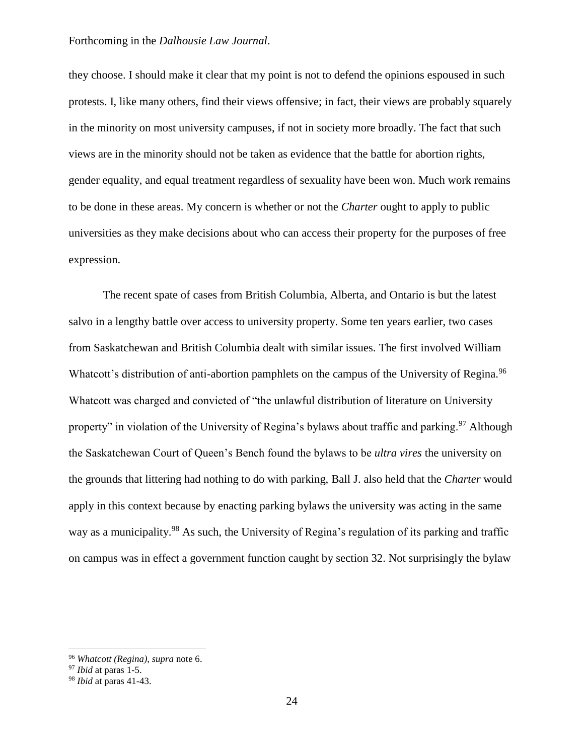they choose. I should make it clear that my point is not to defend the opinions espoused in such protests. I, like many others, find their views offensive; in fact, their views are probably squarely in the minority on most university campuses, if not in society more broadly. The fact that such views are in the minority should not be taken as evidence that the battle for abortion rights, gender equality, and equal treatment regardless of sexuality have been won. Much work remains to be done in these areas. My concern is whether or not the *Charter* ought to apply to public universities as they make decisions about who can access their property for the purposes of free expression.

The recent spate of cases from British Columbia, Alberta, and Ontario is but the latest salvo in a lengthy battle over access to university property. Some ten years earlier, two cases from Saskatchewan and British Columbia dealt with similar issues. The first involved William Whatcott's distribution of anti-abortion pamphlets on the campus of the University of Regina.[96] Whatcott was charged and convicted of "the unlawful distribution of literature on University property" in violation of the University of Regina's bylaws about traffic and parking.[97] Although the Saskatchewan Court of Queen's Bench found the bylaws to be *ultra vires* the university on the grounds that littering had nothing to do with parking, Ball J. also held that the *Charter* would apply in this context because by enacting parking bylaws the university was acting in the same way as a municipality.[98] As such, the University of Regina's regulation of its parking and traffic on campus was in effect a government function caught by section 32. Not surprisingly the bylaw

---

[96] *Whatcott (Regina), supra* note 6.

[97] *Ibid* at paras 1-5.

[98] *Ibid* at paras 41-43.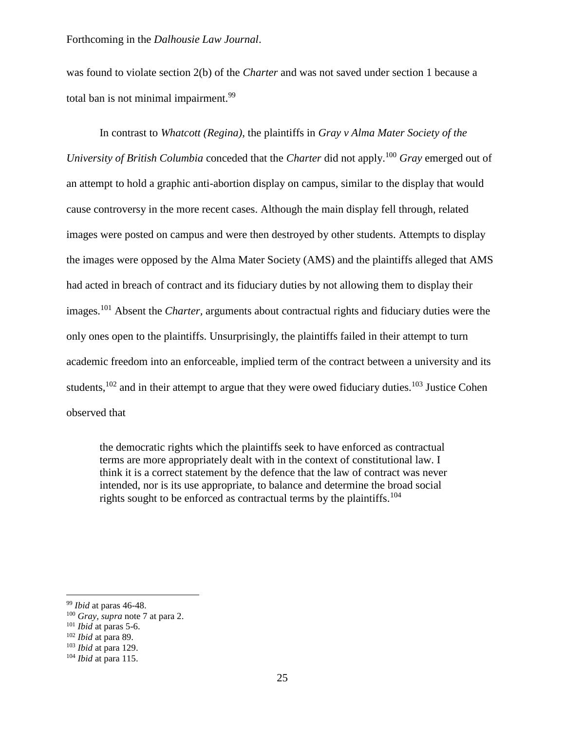was found to violate section 2(b) of the *Charter* and was not saved under section 1 because a total ban is not minimal impairment.[99]

In contrast to *Whatcott (Regina)*, the plaintiffs in *Gray v Alma Mater Society of the University of British Columbia* conceded that the *Charter* did not apply.[100] *Gray* emerged out of an attempt to hold a graphic anti-abortion display on campus, similar to the display that would cause controversy in the more recent cases. Although the main display fell through, related images were posted on campus and were then destroyed by other students. Attempts to display the images were opposed by the Alma Mater Society (AMS) and the plaintiffs alleged that AMS had acted in breach of contract and its fiduciary duties by not allowing them to display their images.[101] Absent the *Charter,* arguments about contractual rights and fiduciary duties were the only ones open to the plaintiffs. Unsurprisingly, the plaintiffs failed in their attempt to turn academic freedom into an enforceable, implied term of the contract between a university and its students,[102] and in their attempt to argue that they were owed fiduciary duties.[103] Justice Cohen observed that

> the democratic rights which the plaintiffs seek to have enforced as contractual terms are more appropriately dealt with in the context of constitutional law. I think it is a correct statement by the defence that the law of contract was never intended, nor is its use appropriate, to balance and determine the broad social rights sought to be enforced as contractual terms by the plaintiffs.[104]

---

[99] *Ibid* at paras 46-48.
[100] *Gray, supra* note 7 at para 2.
[101] *Ibid* at paras 5-6.
[102] *Ibid* at para 89.
[103] *Ibid* at para 129.
[104] *Ibid* at para 115.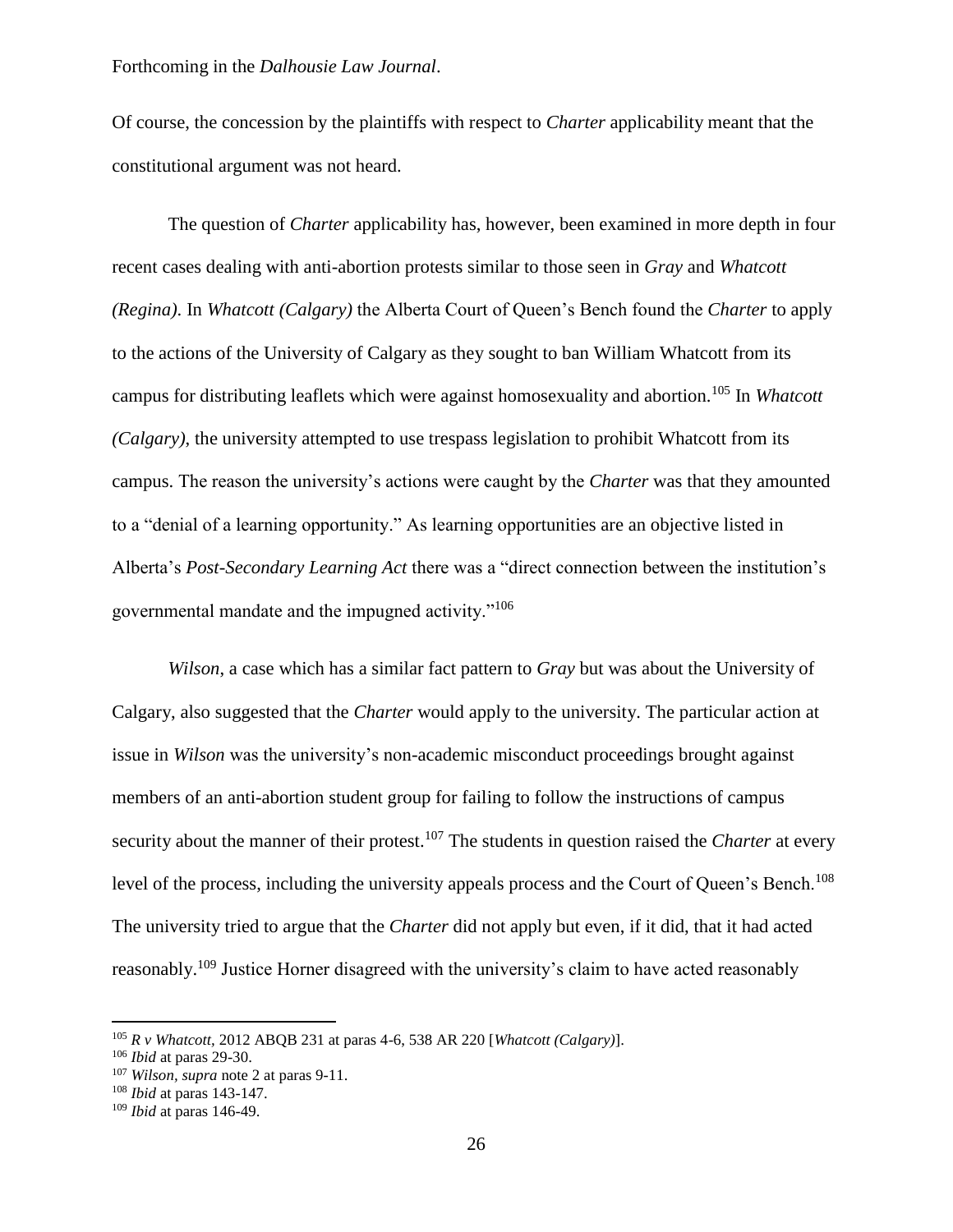Of course, the concession by the plaintiffs with respect to *Charter* applicability meant that the constitutional argument was not heard.

The question of *Charter* applicability has, however, been examined in more depth in four recent cases dealing with anti-abortion protests similar to those seen in *Gray* and *Whatcott (Regina)*. In *Whatcott (Calgary)* the Alberta Court of Queen's Bench found the *Charter* to apply to the actions of the University of Calgary as they sought to ban William Whatcott from its campus for distributing leaflets which were against homosexuality and abortion.[105] In *Whatcott (Calgary)*, the university attempted to use trespass legislation to prohibit Whatcott from its campus. The reason the university's actions were caught by the *Charter* was that they amounted to a "denial of a learning opportunity." As learning opportunities are an objective listed in Alberta's *Post-Secondary Learning Act* there was a "direct connection between the institution's governmental mandate and the impugned activity."[106]

*Wilson*, a case which has a similar fact pattern to *Gray* but was about the University of Calgary, also suggested that the *Charter* would apply to the university. The particular action at issue in *Wilson* was the university's non-academic misconduct proceedings brought against members of an anti-abortion student group for failing to follow the instructions of campus security about the manner of their protest.[107] The students in question raised the *Charter* at every level of the process, including the university appeals process and the Court of Queen's Bench.[108] The university tried to argue that the *Charter* did not apply but even, if it did, that it had acted reasonably.[109] Justice Horner disagreed with the university's claim to have acted reasonably

---

[105] *R v Whatcott*, 2012 ABQB 231 at paras 4-6, 538 AR 220 [*Whatcott (Calgary)*].

[106] *Ibid* at paras 29-30.

[107] *Wilson*, *supra* note 2 at paras 9-11.

[108] *Ibid* at paras 143-147.

[109] *Ibid* at paras 146-49.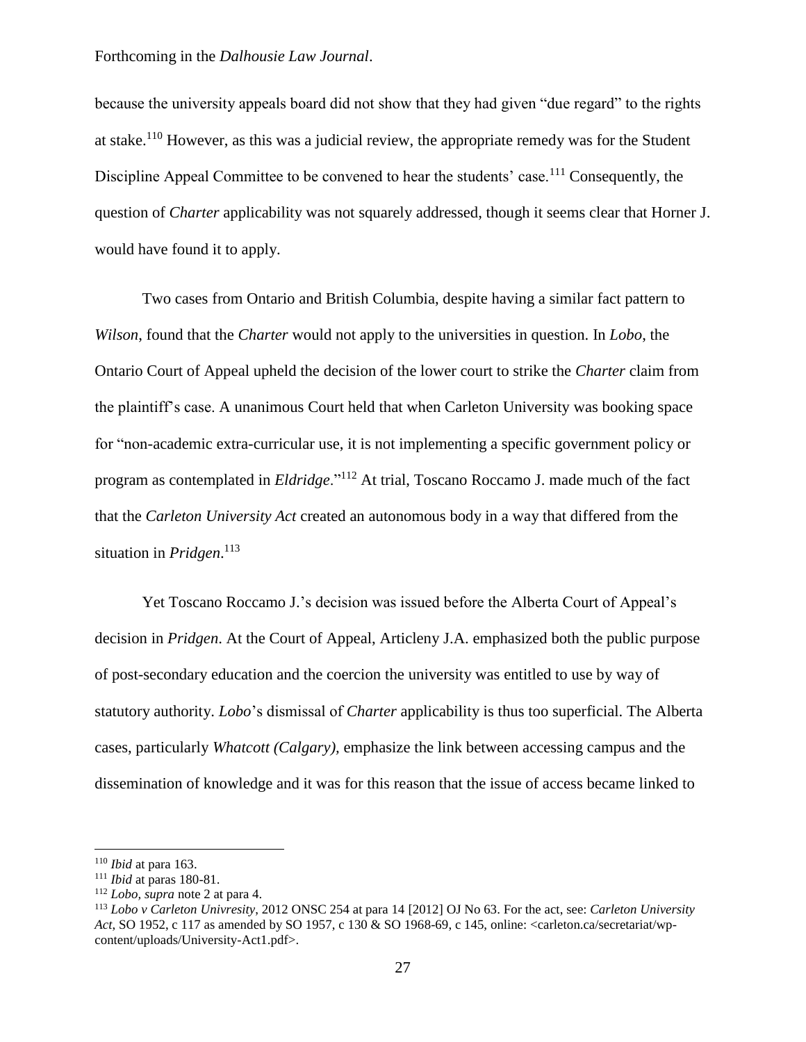because the university appeals board did not show that they had given "due regard" to the rights at stake.[110] However, as this was a judicial review, the appropriate remedy was for the Student Discipline Appeal Committee to be convened to hear the students' case.[111] Consequently, the question of *Charter* applicability was not squarely addressed, though it seems clear that Horner J. would have found it to apply.

Two cases from Ontario and British Columbia, despite having a similar fact pattern to *Wilson*, found that the *Charter* would not apply to the universities in question. In *Lobo*, the Ontario Court of Appeal upheld the decision of the lower court to strike the *Charter* claim from the plaintiff's case. A unanimous Court held that when Carleton University was booking space for "non-academic extra-curricular use, it is not implementing a specific government policy or program as contemplated in *Eldridge*."[112] At trial, Toscano Roccamo J. made much of the fact that the *Carleton University Act* created an autonomous body in a way that differed from the situation in *Pridgen*.[113]

Yet Toscano Roccamo J.'s decision was issued before the Alberta Court of Appeal's decision in *Pridgen*. At the Court of Appeal, Articleny J.A. emphasized both the public purpose of post-secondary education and the coercion the university was entitled to use by way of statutory authority. *Lobo*'s dismissal of *Charter* applicability is thus too superficial. The Alberta cases, particularly *Whatcott (Calgary),* emphasize the link between accessing campus and the dissemination of knowledge and it was for this reason that the issue of access became linked to

---

[110] *Ibid* at para 163.

[111] *Ibid* at paras 180-81.

[112] *Lobo, supra* note 2 at para 4.

[113] *Lobo v Carleton Univresity*, 2012 ONSC 254 at para 14 [2012] OJ No 63. For the act, see: *Carleton University Act*, SO 1952, c 117 as amended by SO 1957, c 130 & SO 1968-69, c 145, online: <carleton.ca/secretariat/wp-content/uploads/University-Act1.pdf>.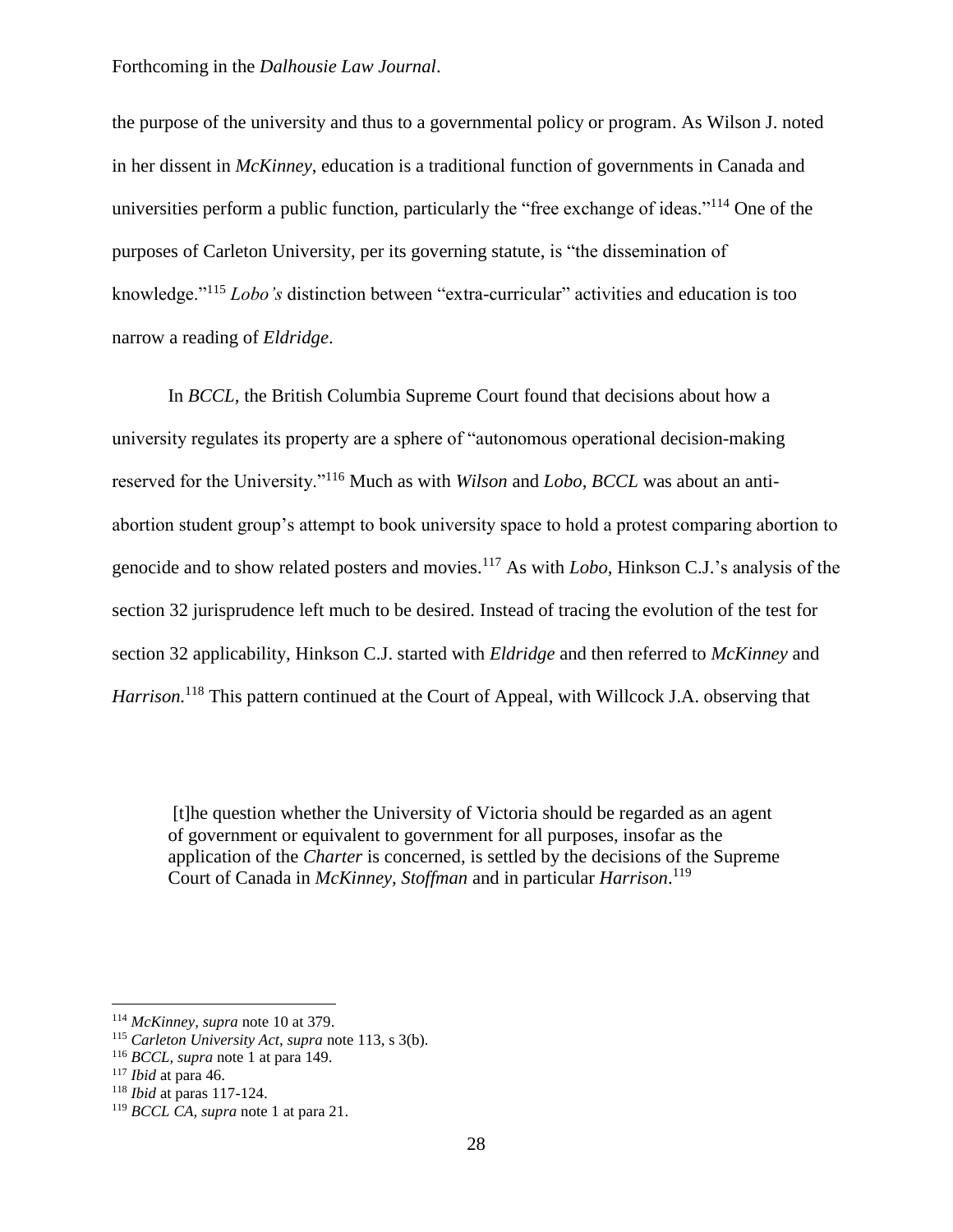the purpose of the university and thus to a governmental policy or program. As Wilson J. noted in her dissent in *McKinney*, education is a traditional function of governments in Canada and universities perform a public function, particularly the "free exchange of ideas."[114] One of the purposes of Carleton University, per its governing statute, is "the dissemination of knowledge."[115] *Lobo's* distinction between "extra-curricular" activities and education is too narrow a reading of *Eldridge*.

In *BCCL*, the British Columbia Supreme Court found that decisions about how a university regulates its property are a sphere of "autonomous operational decision-making reserved for the University."[116] Much as with *Wilson* and *Lobo*, *BCCL* was about an anti-abortion student group's attempt to book university space to hold a protest comparing abortion to genocide and to show related posters and movies.[117] As with *Lobo*, Hinkson C.J.'s analysis of the section 32 jurisprudence left much to be desired. Instead of tracing the evolution of the test for section 32 applicability, Hinkson C.J. started with *Eldridge* and then referred to *McKinney* and *Harrison.*[118] This pattern continued at the Court of Appeal, with Willcock J.A. observing that

> [t]he question whether the University of Victoria should be regarded as an agent of government or equivalent to government for all purposes, insofar as the application of the *Charter* is concerned, is settled by the decisions of the Supreme Court of Canada in *McKinney, Stoffman* and in particular *Harrison*.[119]

---

[114] *McKinney, supra* note 10 at 379.

[115] *Carleton University Act, supra* note 113, s 3(b).

[116] *BCCL, supra* note 1 at para 149.

[117] *Ibid* at para 46.

[118] *Ibid* at paras 117-124.

[119] *BCCL CA, supra* note 1 at para 21.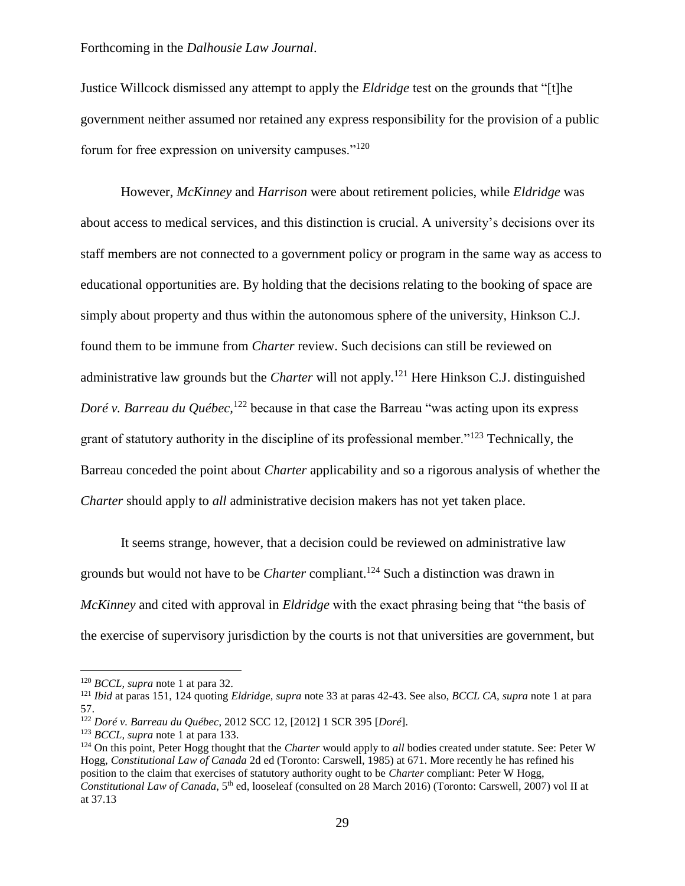Justice Willcock dismissed any attempt to apply the *Eldridge* test on the grounds that "[t]he government neither assumed nor retained any express responsibility for the provision of a public forum for free expression on university campuses."[120]

However, *McKinney* and *Harrison* were about retirement policies, while *Eldridge* was about access to medical services, and this distinction is crucial. A university's decisions over its staff members are not connected to a government policy or program in the same way as access to educational opportunities are. By holding that the decisions relating to the booking of space are simply about property and thus within the autonomous sphere of the university, Hinkson C.J. found them to be immune from *Charter* review. Such decisions can still be reviewed on administrative law grounds but the *Charter* will not apply.[121] Here Hinkson C.J. distinguished *Doré v. Barreau du Québec*,[122] because in that case the Barreau "was acting upon its express grant of statutory authority in the discipline of its professional member."[123] Technically, the Barreau conceded the point about *Charter* applicability and so a rigorous analysis of whether the *Charter* should apply to *all* administrative decision makers has not yet taken place.

It seems strange, however, that a decision could be reviewed on administrative law grounds but would not have to be *Charter* compliant.[124] Such a distinction was drawn in *McKinney* and cited with approval in *Eldridge* with the exact phrasing being that "the basis of the exercise of supervisory jurisdiction by the courts is not that universities are government, but

---

[120] *BCCL*, *supra* note 1 at para 32.

[121] *Ibid* at paras 151, 124 quoting *Eldridge*, *supra* note 33 at paras 42-43. See also, *BCCL CA*, *supra* note 1 at para 57.

[122] *Doré v. Barreau du Québec*, 2012 SCC 12, [2012] 1 SCR 395 [*Doré*].

[123] *BCCL*, *supra* note 1 at para 133.

[124] On this point, Peter Hogg thought that the *Charter* would apply to *all* bodies created under statute. See: Peter W Hogg, *Constitutional Law of Canada* 2d ed (Toronto: Carswell, 1985) at 671. More recently he has refined his position to the claim that exercises of statutory authority ought to be *Charter* compliant: Peter W Hogg, *Constitutional Law of Canada*, 5th ed, looseleaf (consulted on 28 March 2016) (Toronto: Carswell, 2007) vol II at at 37.13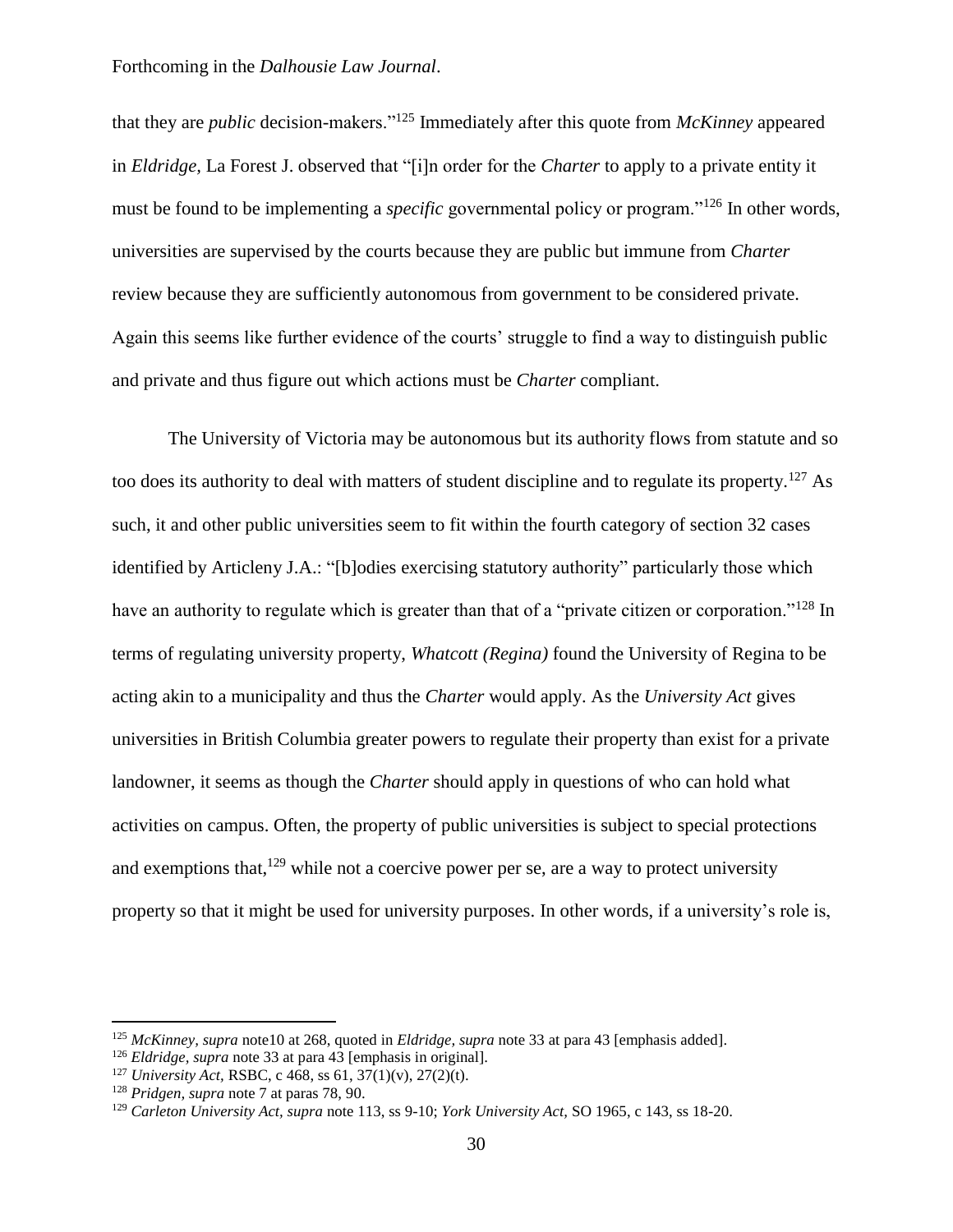that they are *public* decision-makers."[125] Immediately after this quote from *McKinney* appeared in *Eldridge*, La Forest J. observed that "[i]n order for the *Charter* to apply to a private entity it must be found to be implementing a *specific* governmental policy or program."[126] In other words, universities are supervised by the courts because they are public but immune from *Charter* review because they are sufficiently autonomous from government to be considered private. Again this seems like further evidence of the courts' struggle to find a way to distinguish public and private and thus figure out which actions must be *Charter* compliant.

The University of Victoria may be autonomous but its authority flows from statute and so too does its authority to deal with matters of student discipline and to regulate its property.[127] As such, it and other public universities seem to fit within the fourth category of section 32 cases identified by Articleny J.A.: "[b]odies exercising statutory authority" particularly those which have an authority to regulate which is greater than that of a "private citizen or corporation."[128] In terms of regulating university property, *Whatcott (Regina)* found the University of Regina to be acting akin to a municipality and thus the *Charter* would apply. As the *University Act* gives universities in British Columbia greater powers to regulate their property than exist for a private landowner, it seems as though the *Charter* should apply in questions of who can hold what activities on campus. Often, the property of public universities is subject to special protections and exemptions that,[129] while not a coercive power per se, are a way to protect university property so that it might be used for university purposes. In other words, if a university's role is,

[125] *McKinney, supra* note10 at 268, quoted in *Eldridge, supra* note 33 at para 43 [emphasis added].

[126] *Eldridge, supra* note 33 at para 43 [emphasis in original].

[127] *University Act*, RSBC, c 468, ss 61, 37(1)(v), 27(2)(t).

[128] *Pridgen, supra* note 7 at paras 78, 90.

[129] *Carleton University Act, supra* note 113, ss 9-10; *York University Act*, SO 1965, c 143, ss 18-20.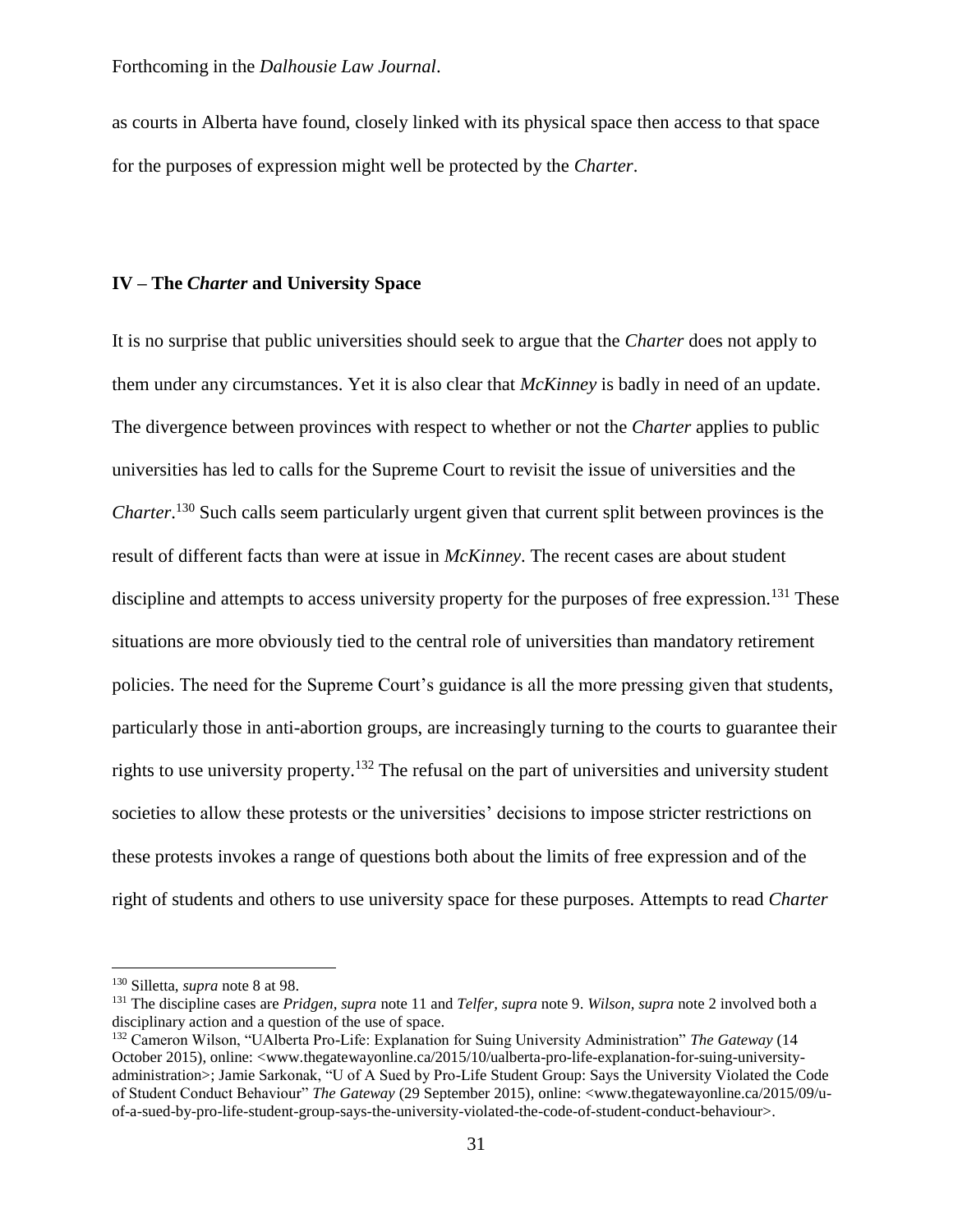as courts in Alberta have found, closely linked with its physical space then access to that space for the purposes of expression might well be protected by the *Charter*.

## IV – The *Charter* and University Space

It is no surprise that public universities should seek to argue that the *Charter* does not apply to them under any circumstances. Yet it is also clear that *McKinney* is badly in need of an update. The divergence between provinces with respect to whether or not the *Charter* applies to public universities has led to calls for the Supreme Court to revisit the issue of universities and the *Charter*.[130] Such calls seem particularly urgent given that current split between provinces is the result of different facts than were at issue in *McKinney*. The recent cases are about student discipline and attempts to access university property for the purposes of free expression.[131] These situations are more obviously tied to the central role of universities than mandatory retirement policies. The need for the Supreme Court's guidance is all the more pressing given that students, particularly those in anti-abortion groups, are increasingly turning to the courts to guarantee their rights to use university property.[132] The refusal on the part of universities and university student societies to allow these protests or the universities' decisions to impose stricter restrictions on these protests invokes a range of questions both about the limits of free expression and of the right of students and others to use university space for these purposes. Attempts to read *Charter*

---

[130] Silletta, *supra* note 8 at 98.

[131] The discipline cases are *Pridgen, supra* note 11 and *Telfer, supra* note 9. *Wilson, supra* note 2 involved both a disciplinary action and a question of the use of space.

[132] Cameron Wilson, "UAlberta Pro-Life: Explanation for Suing University Administration" *The Gateway* (14 October 2015), online: <www.thegatewayonline.ca/2015/10/ualberta-pro-life-explanation-for-suing-university-administration>; Jamie Sarkonak, "U of A Sued by Pro-Life Student Group: Says the University Violated the Code of Student Conduct Behaviour" *The Gateway* (29 September 2015), online: <www.thegatewayonline.ca/2015/09/u-of-a-sued-by-pro-life-student-group-says-the-university-violated-the-code-of-student-conduct-behaviour>.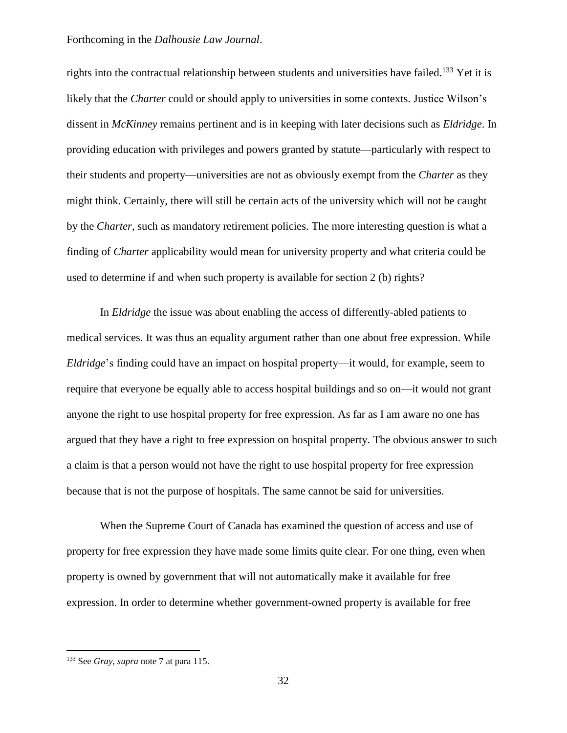rights into the contractual relationship between students and universities have failed.[133] Yet it is likely that the *Charter* could or should apply to universities in some contexts. Justice Wilson's dissent in *McKinney* remains pertinent and is in keeping with later decisions such as *Eldridge*. In providing education with privileges and powers granted by statute—particularly with respect to their students and property—universities are not as obviously exempt from the *Charter* as they might think. Certainly, there will still be certain acts of the university which will not be caught by the *Charter*, such as mandatory retirement policies. The more interesting question is what a finding of *Charter* applicability would mean for university property and what criteria could be used to determine if and when such property is available for section 2 (b) rights?

In *Eldridge* the issue was about enabling the access of differently-abled patients to medical services. It was thus an equality argument rather than one about free expression. While *Eldridge*'s finding could have an impact on hospital property—it would, for example, seem to require that everyone be equally able to access hospital buildings and so on—it would not grant anyone the right to use hospital property for free expression. As far as I am aware no one has argued that they have a right to free expression on hospital property. The obvious answer to such a claim is that a person would not have the right to use hospital property for free expression because that is not the purpose of hospitals. The same cannot be said for universities.

When the Supreme Court of Canada has examined the question of access and use of property for free expression they have made some limits quite clear. For one thing, even when property is owned by government that will not automatically make it available for free expression. In order to determine whether government-owned property is available for free

---

[133] See *Gray, supra* note 7 at para 115.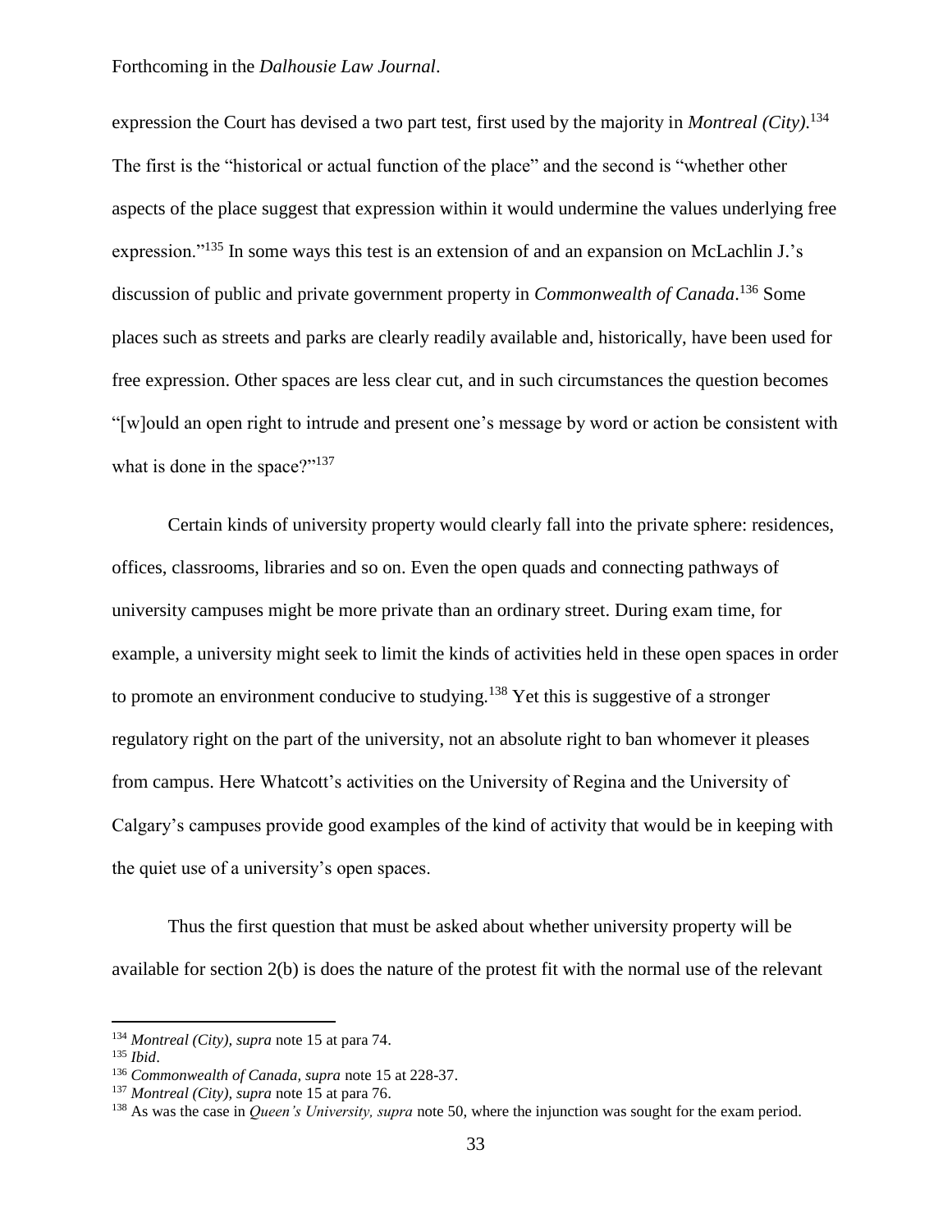expression the Court has devised a two part test, first used by the majority in *Montreal (City)*.[134] The first is the "historical or actual function of the place" and the second is "whether other aspects of the place suggest that expression within it would undermine the values underlying free expression."[135] In some ways this test is an extension of and an expansion on McLachlin J.'s discussion of public and private government property in *Commonwealth of Canada*.[136] Some places such as streets and parks are clearly readily available and, historically, have been used for free expression. Other spaces are less clear cut, and in such circumstances the question becomes "[w]ould an open right to intrude and present one's message by word or action be consistent with what is done in the space?"[137]

Certain kinds of university property would clearly fall into the private sphere: residences, offices, classrooms, libraries and so on. Even the open quads and connecting pathways of university campuses might be more private than an ordinary street. During exam time, for example, a university might seek to limit the kinds of activities held in these open spaces in order to promote an environment conducive to studying.[138] Yet this is suggestive of a stronger regulatory right on the part of the university, not an absolute right to ban whomever it pleases from campus. Here Whatcott's activities on the University of Regina and the University of Calgary's campuses provide good examples of the kind of activity that would be in keeping with the quiet use of a university's open spaces.

Thus the first question that must be asked about whether university property will be available for section 2(b) is does the nature of the protest fit with the normal use of the relevant

---

[134] *Montreal (City), supra* note 15 at para 74.

[135] *Ibid*.

[136] *Commonwealth of Canada, supra* note 15 at 228-37.

[137] *Montreal (City), supra* note 15 at para 76.

[138] As was the case in *Queen's University, supra* note 50, where the injunction was sought for the exam period.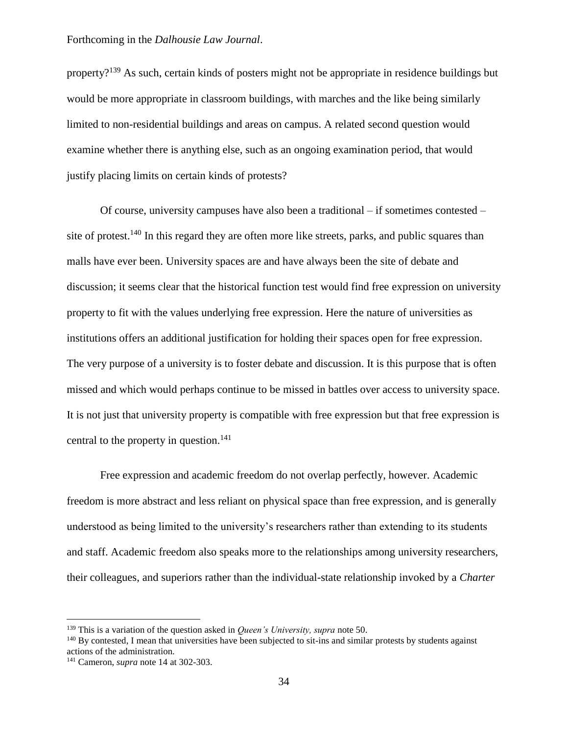property?[139] As such, certain kinds of posters might not be appropriate in residence buildings but would be more appropriate in classroom buildings, with marches and the like being similarly limited to non-residential buildings and areas on campus. A related second question would examine whether there is anything else, such as an ongoing examination period, that would justify placing limits on certain kinds of protests?

Of course, university campuses have also been a traditional – if sometimes contested – site of protest.[140] In this regard they are often more like streets, parks, and public squares than malls have ever been. University spaces are and have always been the site of debate and discussion; it seems clear that the historical function test would find free expression on university property to fit with the values underlying free expression. Here the nature of universities as institutions offers an additional justification for holding their spaces open for free expression. The very purpose of a university is to foster debate and discussion. It is this purpose that is often missed and which would perhaps continue to be missed in battles over access to university space. It is not just that university property is compatible with free expression but that free expression is central to the property in question.[141]

Free expression and academic freedom do not overlap perfectly, however. Academic freedom is more abstract and less reliant on physical space than free expression, and is generally understood as being limited to the university's researchers rather than extending to its students and staff. Academic freedom also speaks more to the relationships among university researchers, their colleagues, and superiors rather than the individual-state relationship invoked by a *Charter*

---

[139] This is a variation of the question asked in *Queen's University, supra* note 50.

[140] By contested, I mean that universities have been subjected to sit-ins and similar protests by students against actions of the administration.

[141] Cameron, *supra* note 14 at 302-303.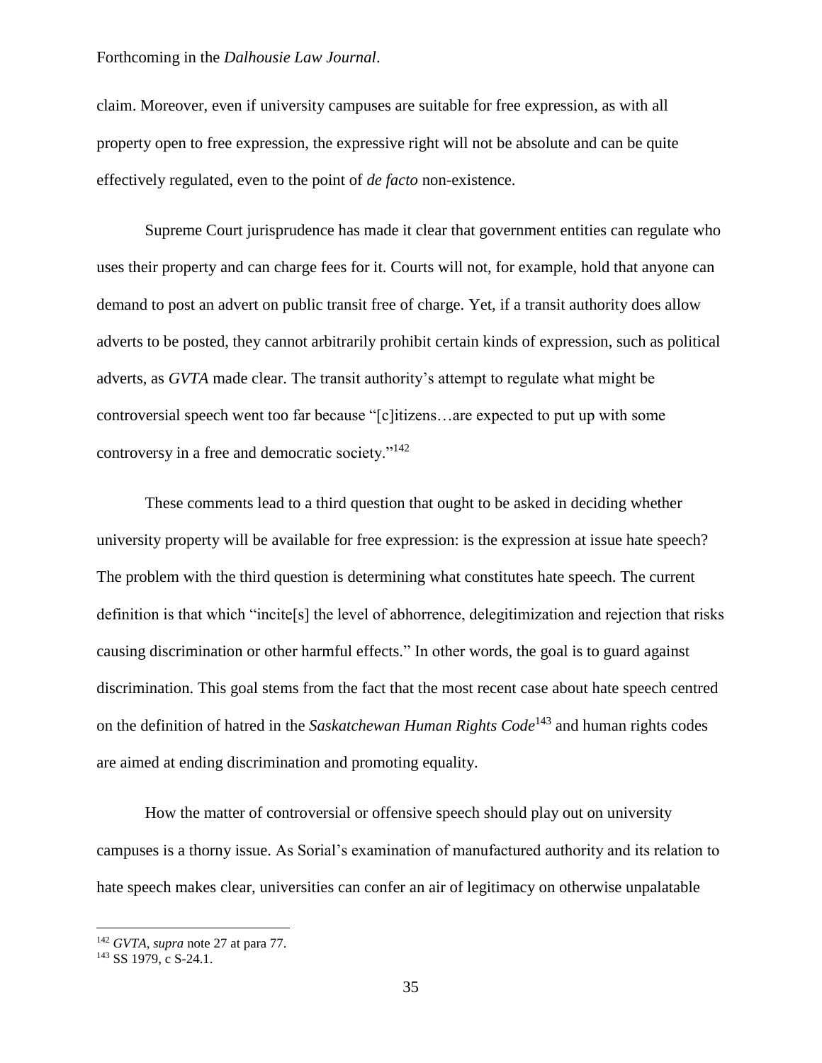claim. Moreover, even if university campuses are suitable for free expression, as with all property open to free expression, the expressive right will not be absolute and can be quite effectively regulated, even to the point of *de facto* non-existence.

Supreme Court jurisprudence has made it clear that government entities can regulate who uses their property and can charge fees for it. Courts will not, for example, hold that anyone can demand to post an advert on public transit free of charge. Yet, if a transit authority does allow adverts to be posted, they cannot arbitrarily prohibit certain kinds of expression, such as political adverts, as *GVTA* made clear. The transit authority's attempt to regulate what might be controversial speech went too far because "[c]itizens…are expected to put up with some controversy in a free and democratic society."[142]

These comments lead to a third question that ought to be asked in deciding whether university property will be available for free expression: is the expression at issue hate speech? The problem with the third question is determining what constitutes hate speech. The current definition is that which "incite[s] the level of abhorrence, delegitimization and rejection that risks causing discrimination or other harmful effects." In other words, the goal is to guard against discrimination. This goal stems from the fact that the most recent case about hate speech centred on the definition of hatred in the *Saskatchewan Human Rights Code*[143] and human rights codes are aimed at ending discrimination and promoting equality.

How the matter of controversial or offensive speech should play out on university campuses is a thorny issue. As Sorial's examination of manufactured authority and its relation to hate speech makes clear, universities can confer an air of legitimacy on otherwise unpalatable

---

[142] *GVTA, supra* note 27 at para 77.

[143] SS 1979, c S-24.1.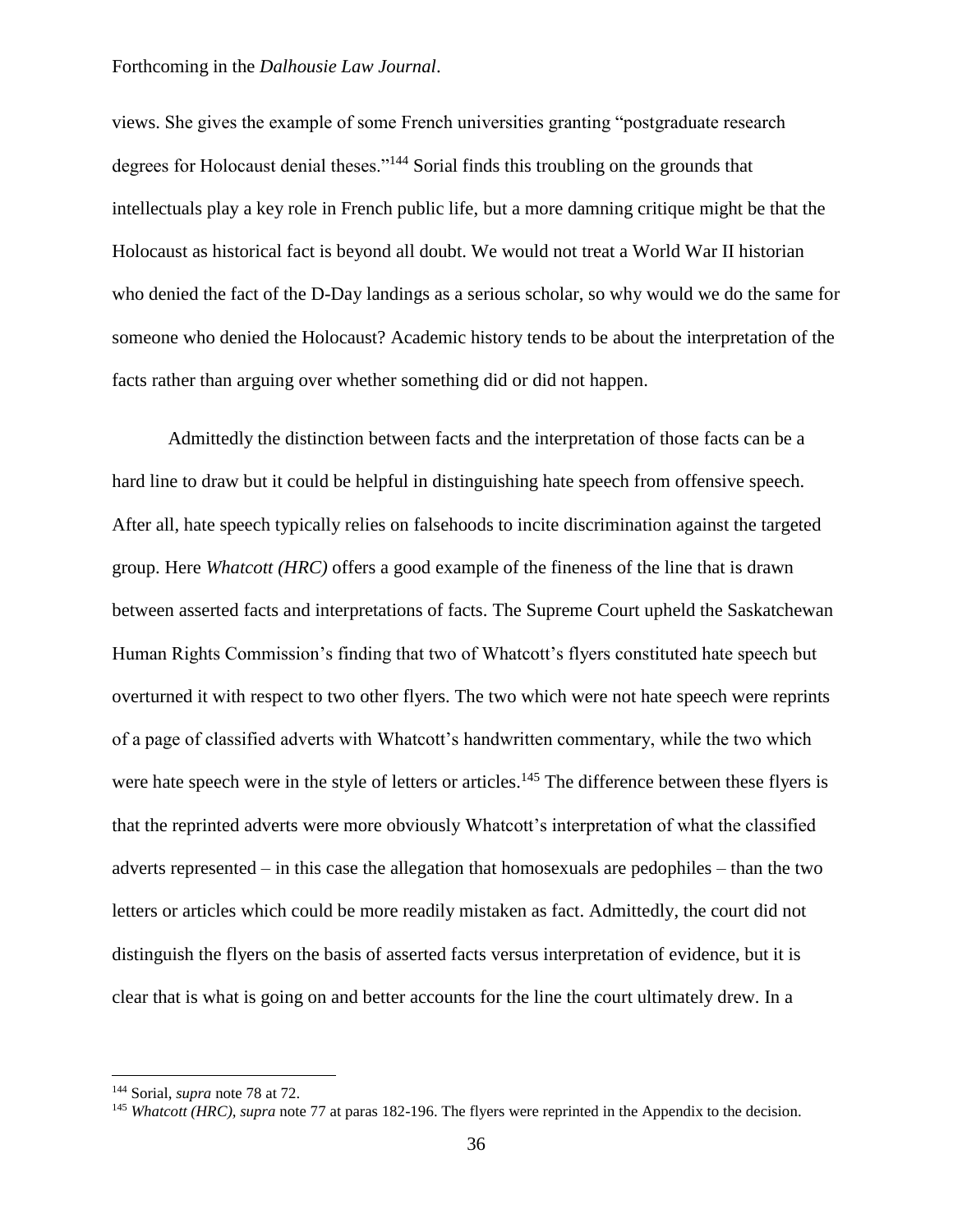views. She gives the example of some French universities granting "postgraduate research degrees for Holocaust denial theses."[144] Sorial finds this troubling on the grounds that intellectuals play a key role in French public life, but a more damning critique might be that the Holocaust as historical fact is beyond all doubt. We would not treat a World War II historian who denied the fact of the D-Day landings as a serious scholar, so why would we do the same for someone who denied the Holocaust? Academic history tends to be about the interpretation of the facts rather than arguing over whether something did or did not happen.

Admittedly the distinction between facts and the interpretation of those facts can be a hard line to draw but it could be helpful in distinguishing hate speech from offensive speech. After all, hate speech typically relies on falsehoods to incite discrimination against the targeted group. Here *Whatcott (HRC)* offers a good example of the fineness of the line that is drawn between asserted facts and interpretations of facts. The Supreme Court upheld the Saskatchewan Human Rights Commission's finding that two of Whatcott's flyers constituted hate speech but overturned it with respect to two other flyers. The two which were not hate speech were reprints of a page of classified adverts with Whatcott's handwritten commentary, while the two which were hate speech were in the style of letters or articles.[145] The difference between these flyers is that the reprinted adverts were more obviously Whatcott's interpretation of what the classified adverts represented – in this case the allegation that homosexuals are pedophiles – than the two letters or articles which could be more readily mistaken as fact. Admittedly, the court did not distinguish the flyers on the basis of asserted facts versus interpretation of evidence, but it is clear that is what is going on and better accounts for the line the court ultimately drew. In a

---

[144] Sorial, *supra* note 78 at 72.

[145] *Whatcott (HRC), supra* note 77 at paras 182-196. The flyers were reprinted in the Appendix to the decision.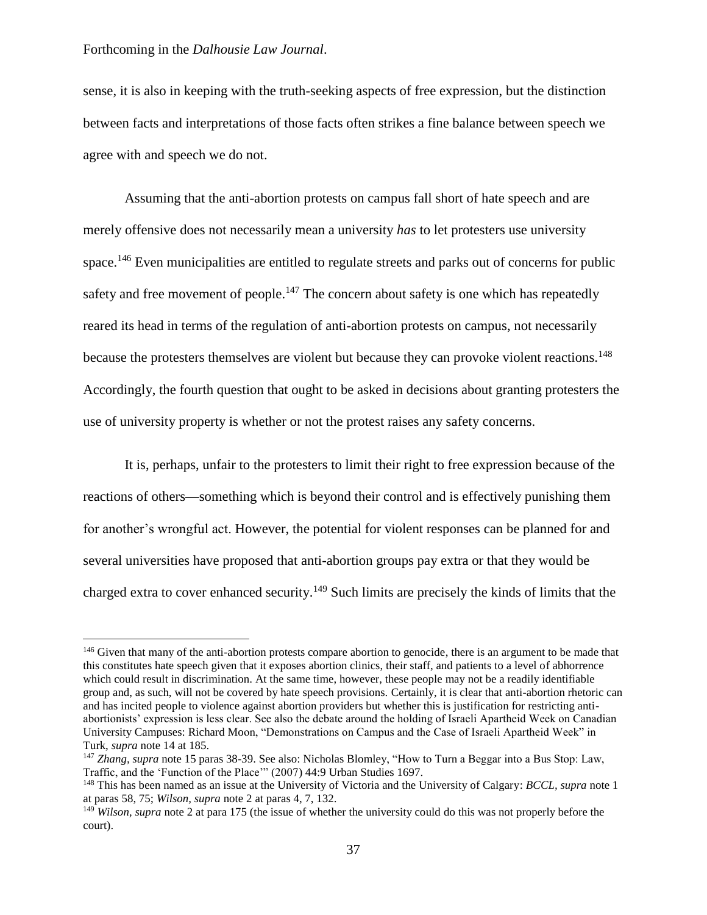sense, it is also in keeping with the truth-seeking aspects of free expression, but the distinction between facts and interpretations of those facts often strikes a fine balance between speech we agree with and speech we do not.

Assuming that the anti-abortion protests on campus fall short of hate speech and are merely offensive does not necessarily mean a university *has* to let protesters use university space.[146] Even municipalities are entitled to regulate streets and parks out of concerns for public safety and free movement of people.[147] The concern about safety is one which has repeatedly reared its head in terms of the regulation of anti-abortion protests on campus, not necessarily because the protesters themselves are violent but because they can provoke violent reactions.[148] Accordingly, the fourth question that ought to be asked in decisions about granting protesters the use of university property is whether or not the protest raises any safety concerns.

It is, perhaps, unfair to the protesters to limit their right to free expression because of the reactions of others—something which is beyond their control and is effectively punishing them for another's wrongful act. However, the potential for violent responses can be planned for and several universities have proposed that anti-abortion groups pay extra or that they would be charged extra to cover enhanced security.[149] Such limits are precisely the kinds of limits that the

---

[146] Given that many of the anti-abortion protests compare abortion to genocide, there is an argument to be made that this constitutes hate speech given that it exposes abortion clinics, their staff, and patients to a level of abhorrence which could result in discrimination. At the same time, however, these people may not be a readily identifiable group and, as such, will not be covered by hate speech provisions. Certainly, it is clear that anti-abortion rhetoric can and has incited people to violence against abortion providers but whether this is justification for restricting anti-abortionists' expression is less clear. See also the debate around the holding of Israeli Apartheid Week on Canadian University Campuses: Richard Moon, "Demonstrations on Campus and the Case of Israeli Apartheid Week" in Turk, *supra* note 14 at 185.

[147] *Zhang, supra* note 15 paras 38-39. See also: Nicholas Blomley, "How to Turn a Beggar into a Bus Stop: Law, Traffic, and the 'Function of the Place'" (2007) 44:9 Urban Studies 1697.

[148] This has been named as an issue at the University of Victoria and the University of Calgary: *BCCL, supra* note 1 at paras 58, 75; *Wilson, supra* note 2 at paras 4, 7, 132.

[149] *Wilson, supra* note 2 at para 175 (the issue of whether the university could do this was not properly before the court).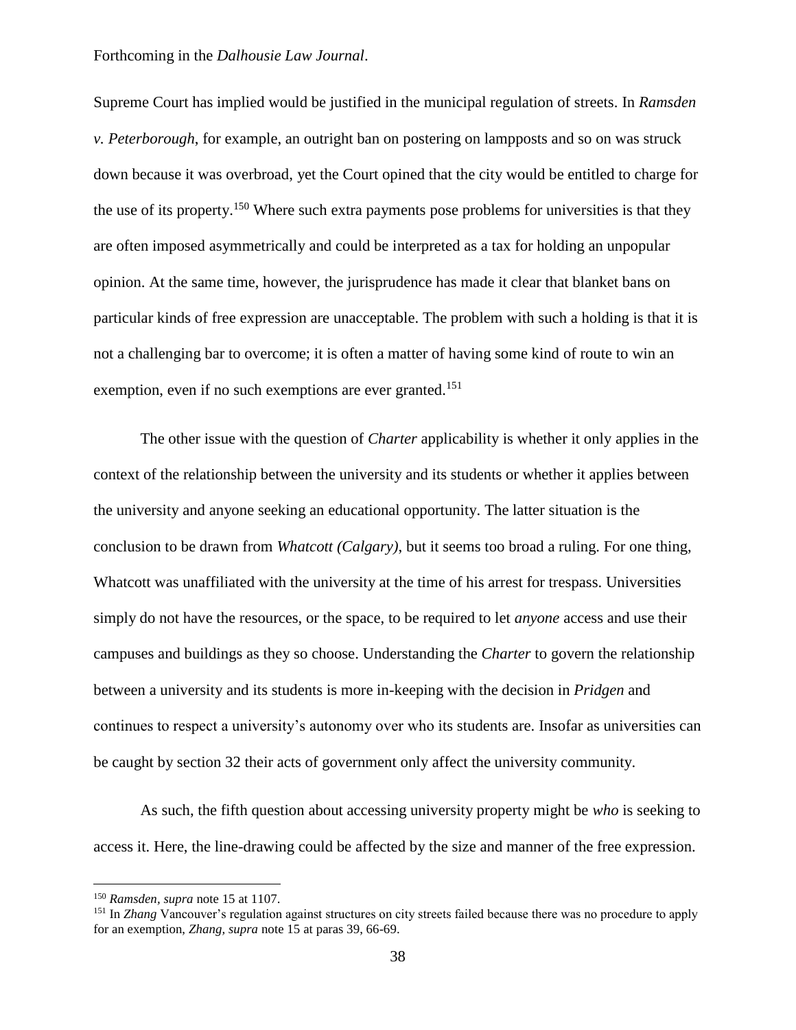Supreme Court has implied would be justified in the municipal regulation of streets. In *Ramsden v. Peterborough*, for example, an outright ban on postering on lampposts and so on was struck down because it was overbroad, yet the Court opined that the city would be entitled to charge for the use of its property.[150] Where such extra payments pose problems for universities is that they are often imposed asymmetrically and could be interpreted as a tax for holding an unpopular opinion. At the same time, however, the jurisprudence has made it clear that blanket bans on particular kinds of free expression are unacceptable. The problem with such a holding is that it is not a challenging bar to overcome; it is often a matter of having some kind of route to win an exemption, even if no such exemptions are ever granted.[151]

The other issue with the question of *Charter* applicability is whether it only applies in the context of the relationship between the university and its students or whether it applies between the university and anyone seeking an educational opportunity. The latter situation is the conclusion to be drawn from *Whatcott (Calgary)*, but it seems too broad a ruling. For one thing, Whatcott was unaffiliated with the university at the time of his arrest for trespass. Universities simply do not have the resources, or the space, to be required to let *anyone* access and use their campuses and buildings as they so choose. Understanding the *Charter* to govern the relationship between a university and its students is more in-keeping with the decision in *Pridgen* and continues to respect a university's autonomy over who its students are. Insofar as universities can be caught by section 32 their acts of government only affect the university community.

As such, the fifth question about accessing university property might be *who* is seeking to access it. Here, the line-drawing could be affected by the size and manner of the free expression.

---

[150] *Ramsden*, *supra* note 15 at 1107.

[151] In *Zhang* Vancouver's regulation against structures on city streets failed because there was no procedure to apply for an exemption, *Zhang*, *supra* note 15 at paras 39, 66-69.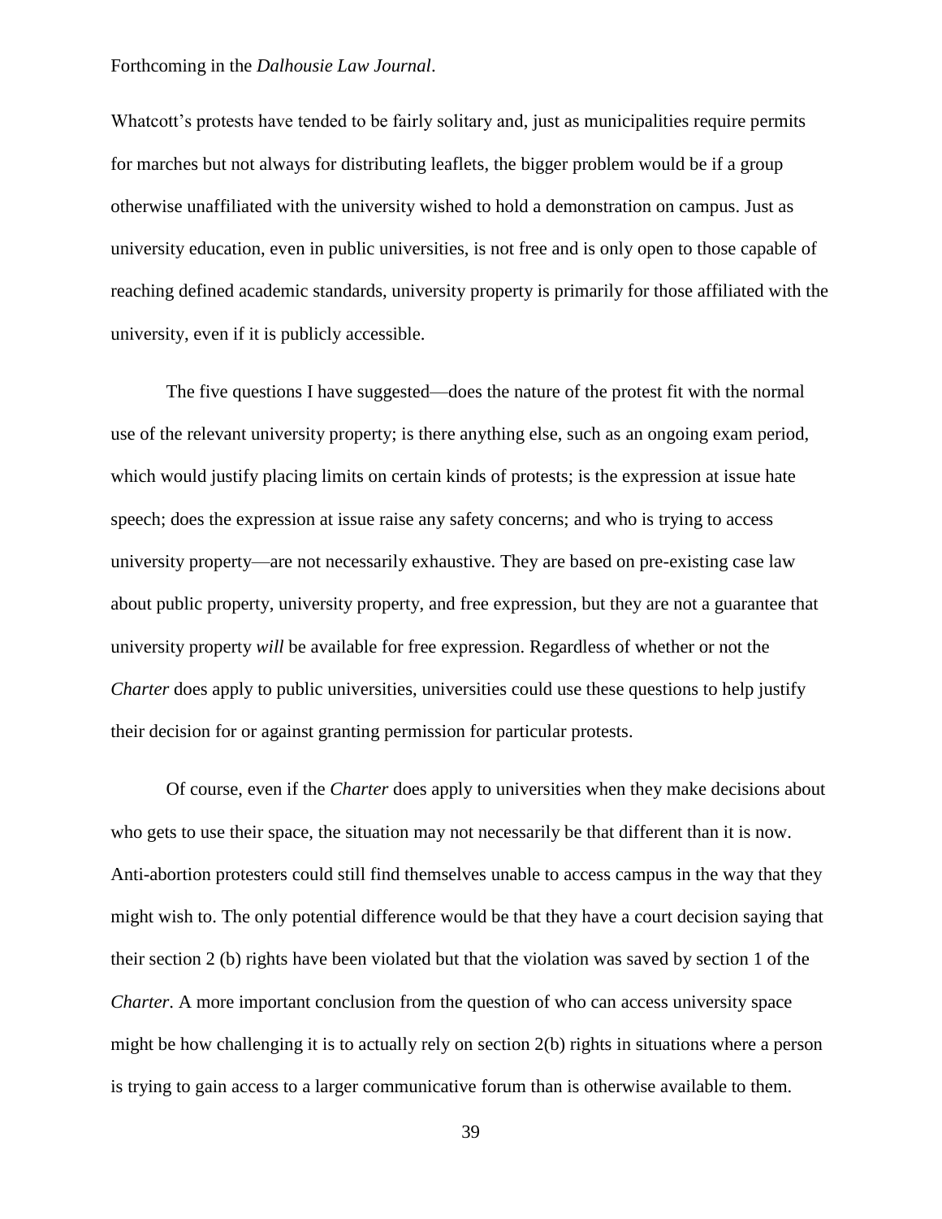Whatcott's protests have tended to be fairly solitary and, just as municipalities require permits for marches but not always for distributing leaflets, the bigger problem would be if a group otherwise unaffiliated with the university wished to hold a demonstration on campus. Just as university education, even in public universities, is not free and is only open to those capable of reaching defined academic standards, university property is primarily for those affiliated with the university, even if it is publicly accessible.

The five questions I have suggested—does the nature of the protest fit with the normal use of the relevant university property; is there anything else, such as an ongoing exam period, which would justify placing limits on certain kinds of protests; is the expression at issue hate speech; does the expression at issue raise any safety concerns; and who is trying to access university property—are not necessarily exhaustive. They are based on pre-existing case law about public property, university property, and free expression, but they are not a guarantee that university property *will* be available for free expression. Regardless of whether or not the *Charter* does apply to public universities, universities could use these questions to help justify their decision for or against granting permission for particular protests.

Of course, even if the *Charter* does apply to universities when they make decisions about who gets to use their space, the situation may not necessarily be that different than it is now. Anti-abortion protesters could still find themselves unable to access campus in the way that they might wish to. The only potential difference would be that they have a court decision saying that their section 2 (b) rights have been violated but that the violation was saved by section 1 of the *Charter*. A more important conclusion from the question of who can access university space might be how challenging it is to actually rely on section 2(b) rights in situations where a person is trying to gain access to a larger communicative forum than is otherwise available to them.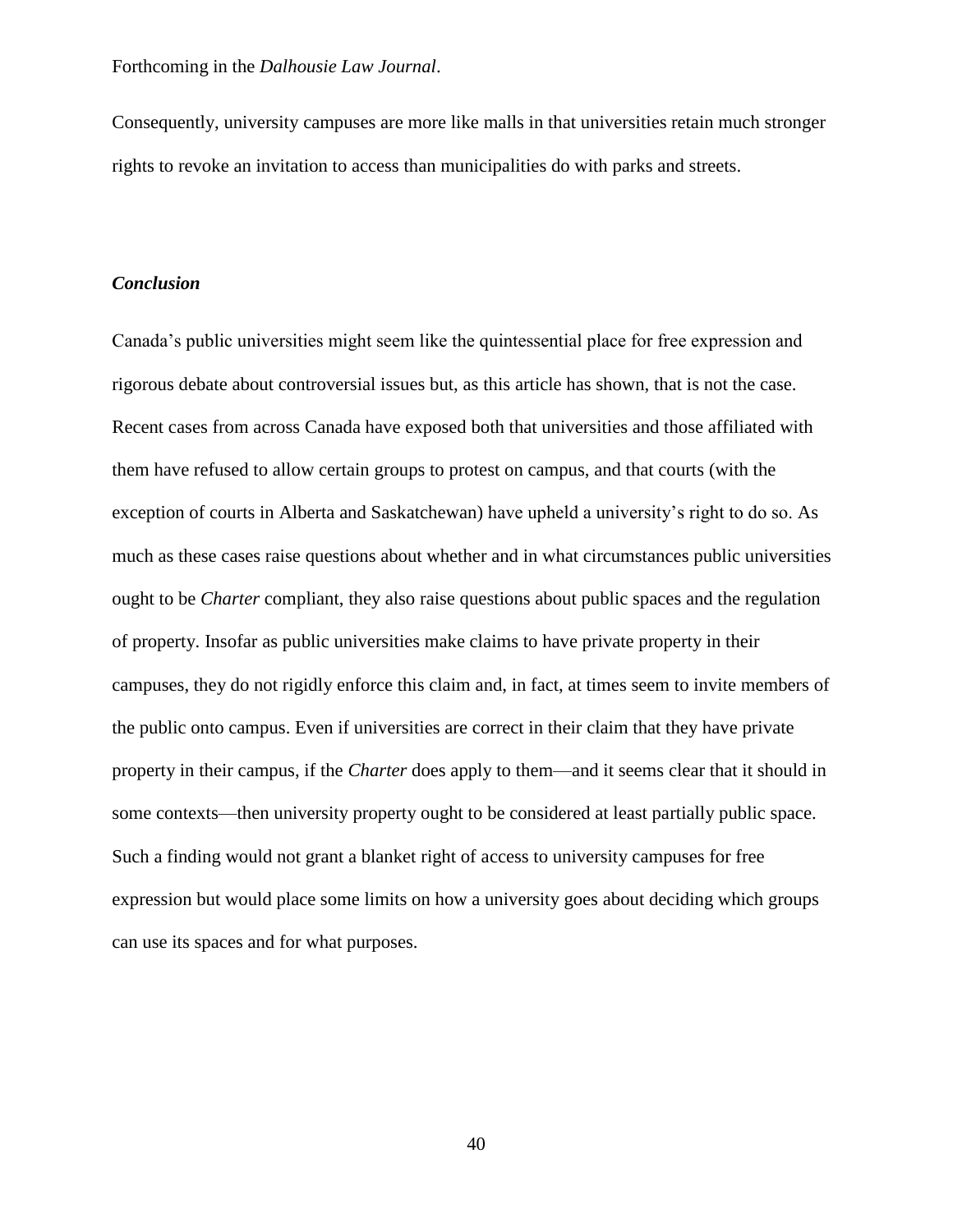Consequently, university campuses are more like malls in that universities retain much stronger rights to revoke an invitation to access than municipalities do with parks and streets.

### *Conclusion*

Canada's public universities might seem like the quintessential place for free expression and rigorous debate about controversial issues but, as this article has shown, that is not the case. Recent cases from across Canada have exposed both that universities and those affiliated with them have refused to allow certain groups to protest on campus, and that courts (with the exception of courts in Alberta and Saskatchewan) have upheld a university's right to do so. As much as these cases raise questions about whether and in what circumstances public universities ought to be *Charter* compliant, they also raise questions about public spaces and the regulation of property. Insofar as public universities make claims to have private property in their campuses, they do not rigidly enforce this claim and, in fact, at times seem to invite members of the public onto campus. Even if universities are correct in their claim that they have private property in their campus, if the *Charter* does apply to them—and it seems clear that it should in some contexts—then university property ought to be considered at least partially public space. Such a finding would not grant a blanket right of access to university campuses for free expression but would place some limits on how a university goes about deciding which groups can use its spaces and for what purposes.